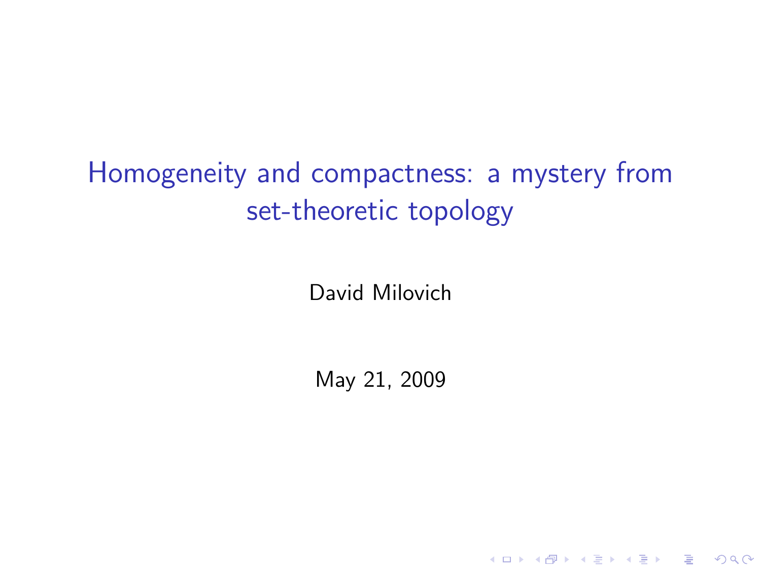# Homogeneity and compactness: a mystery from set-theoretic topology

David Milovich

May 21, 2009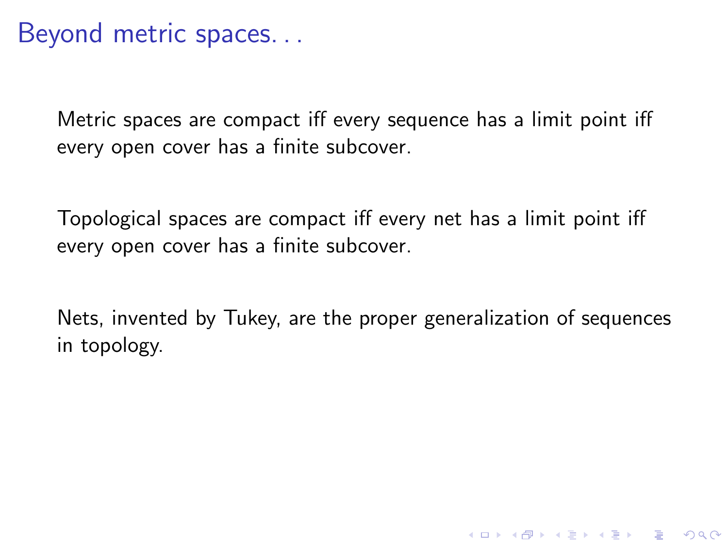# Beyond metric spaces. . .

Metric spaces are compact iff every sequence has a limit point iff every open cover has a finite subcover.

Topological spaces are compact iff every net has a limit point iff every open cover has a finite subcover.

Nets, invented by Tukey, are the proper generalization of sequences in topology.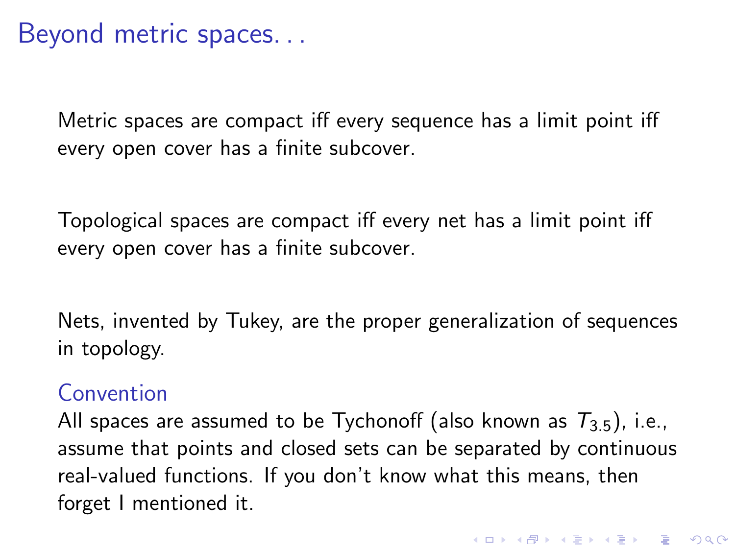# Beyond metric spaces...

Metric spaces are compact iff every sequence has a limit point iff every open cover has a finite subcover.

Topological spaces are compact iff every net has a limit point iff every open cover has a finite subcover.

Nets, invented by Tukey, are the proper generalization of sequences in topology.

### Convention

All spaces are assumed to be Tychonoff (also known as $T_{3.5}$), i.e., assume that points and closed sets can be separated by continuous real-valued functions. If you don't know what this means, then forget I mentioned it.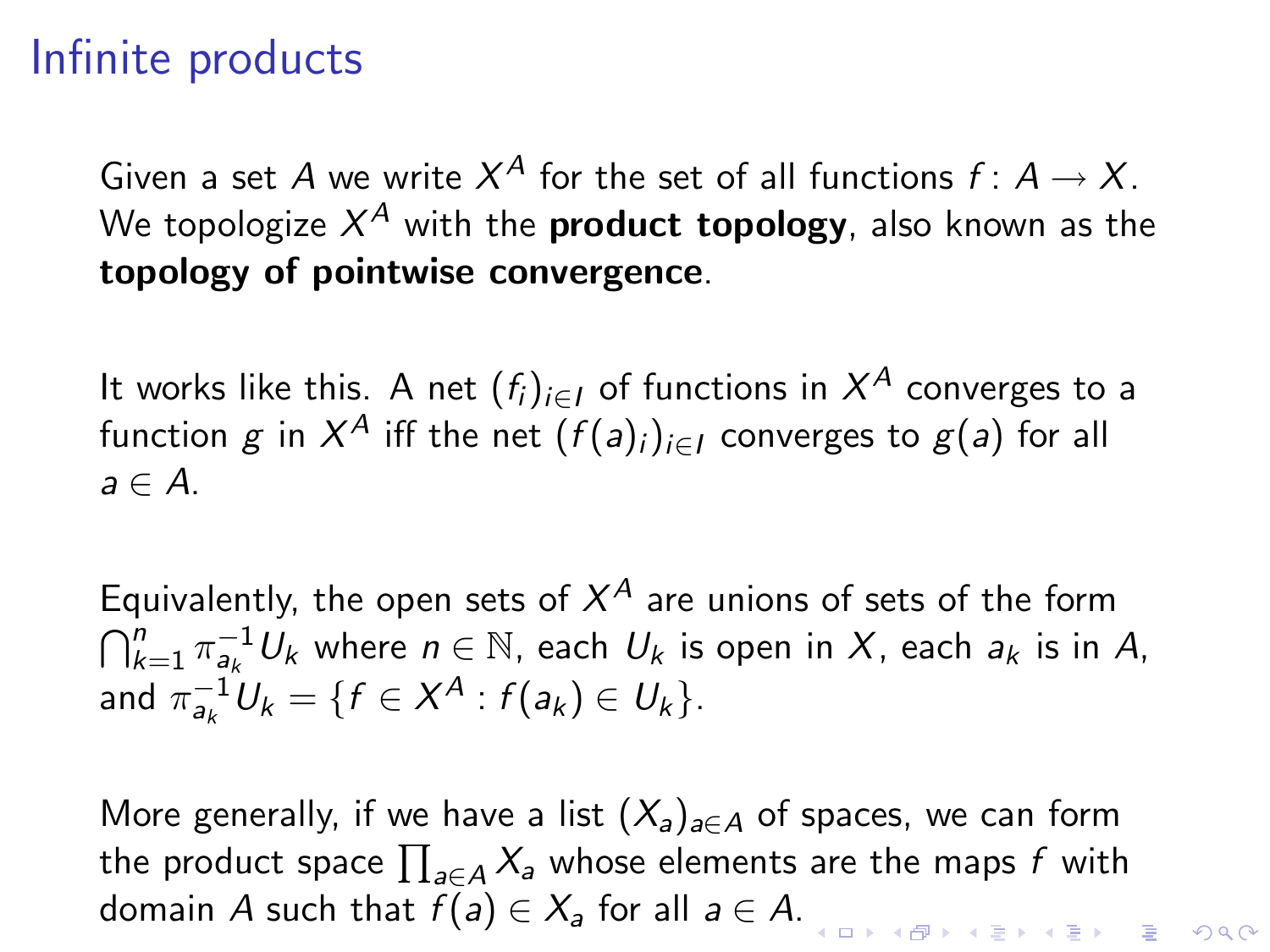# Infinite products

Given a set $A$ we write $X^A$ for the set of all functions $f\colon A \to X$. We topologize $X^A$ with the **product topology**, also known as the **topology of pointwise convergence**.

It works like this. A net $(f_i)_{i \in I}$ of functions in $X^A$ converges to a function $g$ in $X^A$ iff the net $(f(a)_i)_{i \in I}$ converges to $g(a)$ for all $a \in A$.

Equivalently, the open sets of $X^A$ are unions of sets of the form $\bigcap_{k=1}^{n} \pi_{a_k}^{-1} U_k$ where $n \in \mathbb{N}$, each $U_k$ is open in $X$, each $a_k$ is in $A$, and $\pi_{a_k}^{-1} U_k = \{f \in X^A : f(a_k) \in U_k\}$.

More generally, if we have a list $(X_a)_{a \in A}$ of spaces, we can form the product space $\prod_{a \in A} X_a$ whose elements are the maps $f$ with domain $A$ such that $f(a) \in X_a$ for all $a \in A$.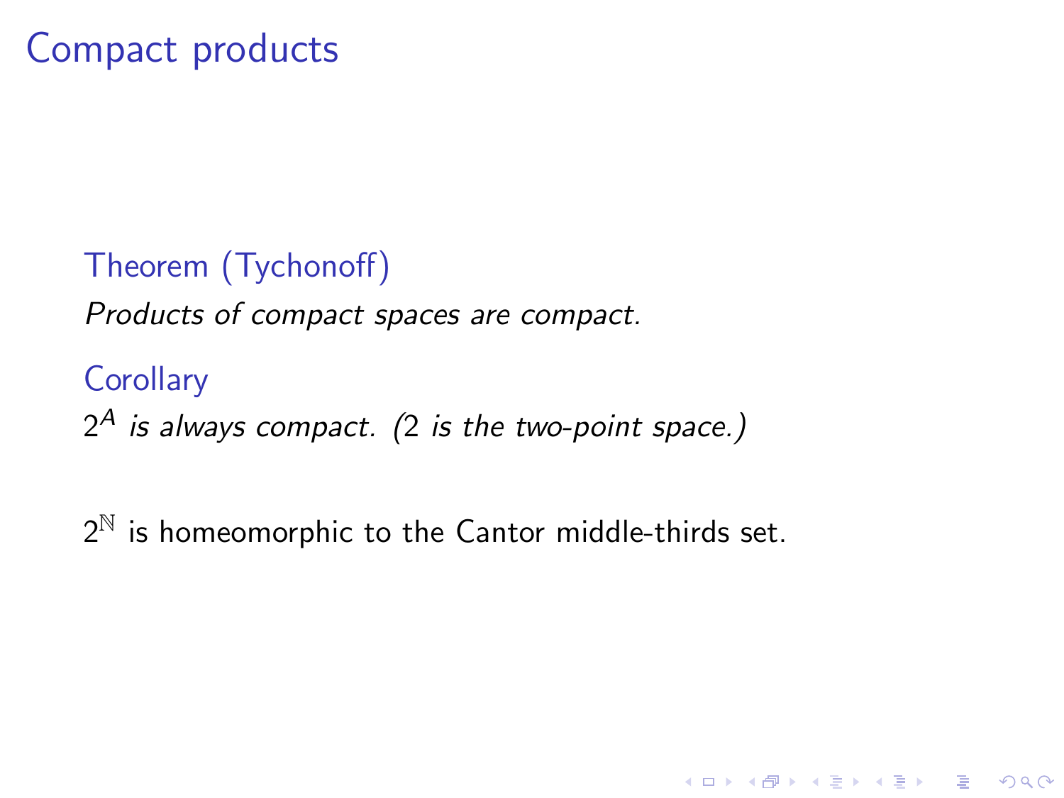# Compact products

**Theorem (Tychonoff)**

*Products of compact spaces are compact.*

**Corollary**

$2^A$ *is always compact. (2 is the two-point space.)*

$2^{\mathbb{N}}$ is homeomorphic to the Cantor middle-thirds set.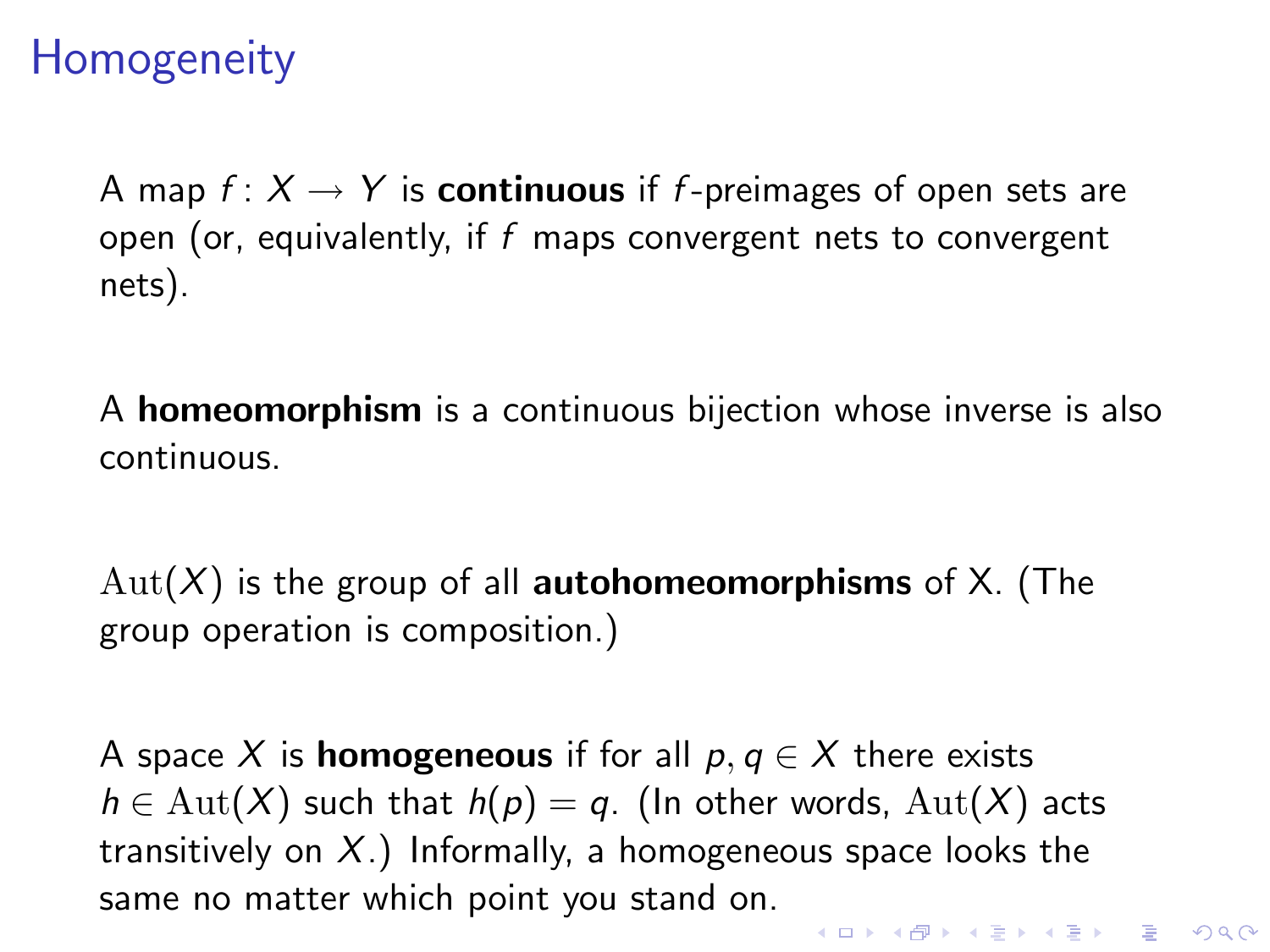# Homogeneity

A map $f\colon X \to Y$ is **continuous** if $f$-preimages of open sets are open (or, equivalently, if $f$ maps convergent nets to convergent nets).

A **homeomorphism** is a continuous bijection whose inverse is also continuous.

$\mathrm{Aut}(X)$ is the group of all **autohomeomorphisms** of X. (The group operation is composition.)

A space $X$ is **homogeneous** if for all $p, q \in X$ there exists $h \in \mathrm{Aut}(X)$ such that $h(p) = q$. (In other words, $\mathrm{Aut}(X)$ acts transitively on $X$.) Informally, a homogeneous space looks the same no matter which point you stand on.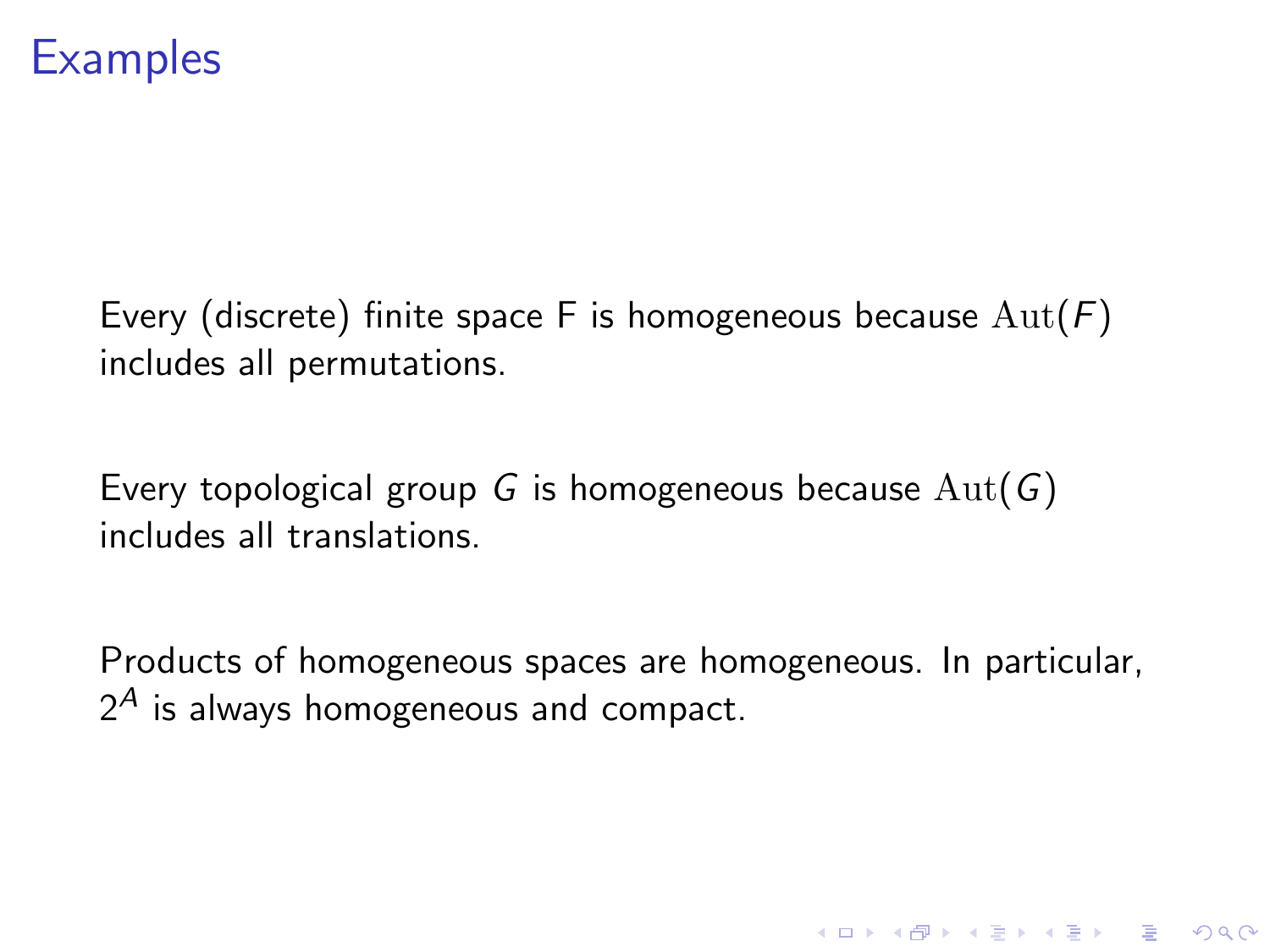# Examples

Every (discrete) finite space F is homogeneous because $\mathrm{Aut}(F)$ includes all permutations.

Every topological group $G$ is homogeneous because $\mathrm{Aut}(G)$ includes all translations.

Products of homogeneous spaces are homogeneous. In particular, $2^A$ is always homogeneous and compact.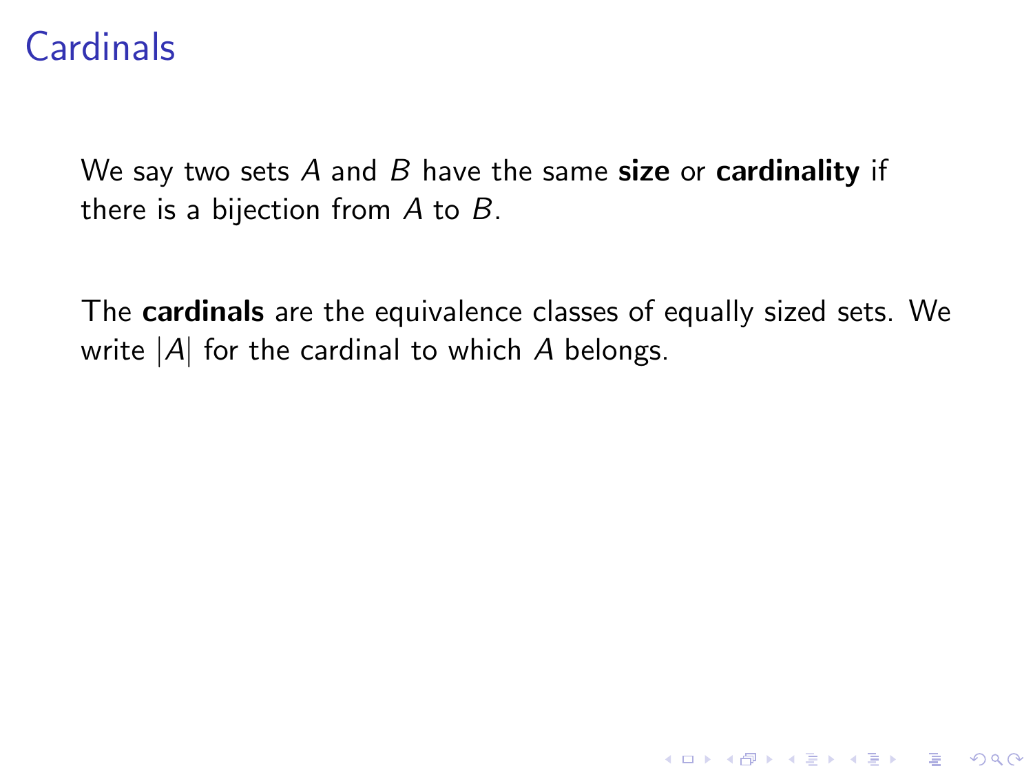# Cardinals

We say two sets $A$ and $B$ have the same **size** or **cardinality** if there is a bijection from $A$ to $B$.

The **cardinals** are the equivalence classes of equally sized sets. We write $|A|$ for the cardinal to which $A$ belongs.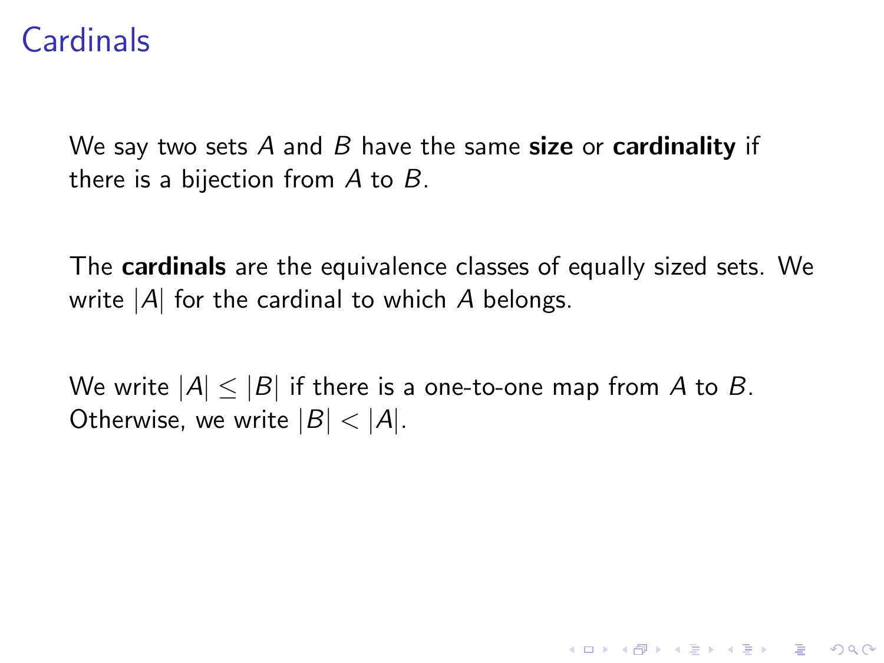# Cardinals

We say two sets $A$ and $B$ have the same **size** or **cardinality** if there is a bijection from $A$ to $B$.

The **cardinals** are the equivalence classes of equally sized sets. We write $|A|$ for the cardinal to which $A$ belongs.

We write $|A| \leq |B|$ if there is a one-to-one map from $A$ to $B$. Otherwise, we write $|B| < |A|$.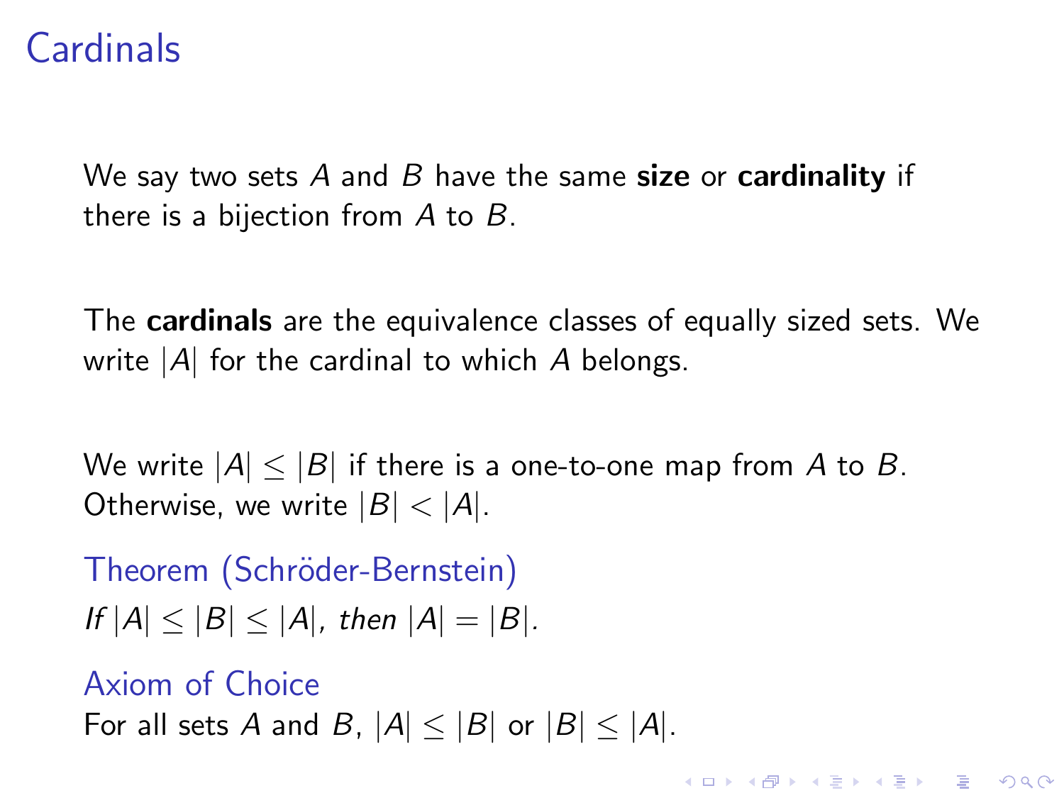# Cardinals

We say two sets $A$ and $B$ have the same **size** or **cardinality** if there is a bijection from $A$ to $B$.

The **cardinals** are the equivalence classes of equally sized sets. We write $|A|$ for the cardinal to which $A$ belongs.

We write $|A| \leq |B|$ if there is a one-to-one map from $A$ to $B$. Otherwise, we write $|B| < |A|$.

**Theorem (Schröder-Bernstein)**

*If $|A| \leq |B| \leq |A|$, then $|A| = |B|$.*

**Axiom of Choice**

For all sets $A$ and $B$, $|A| \leq |B|$ or $|B| \leq |A|$.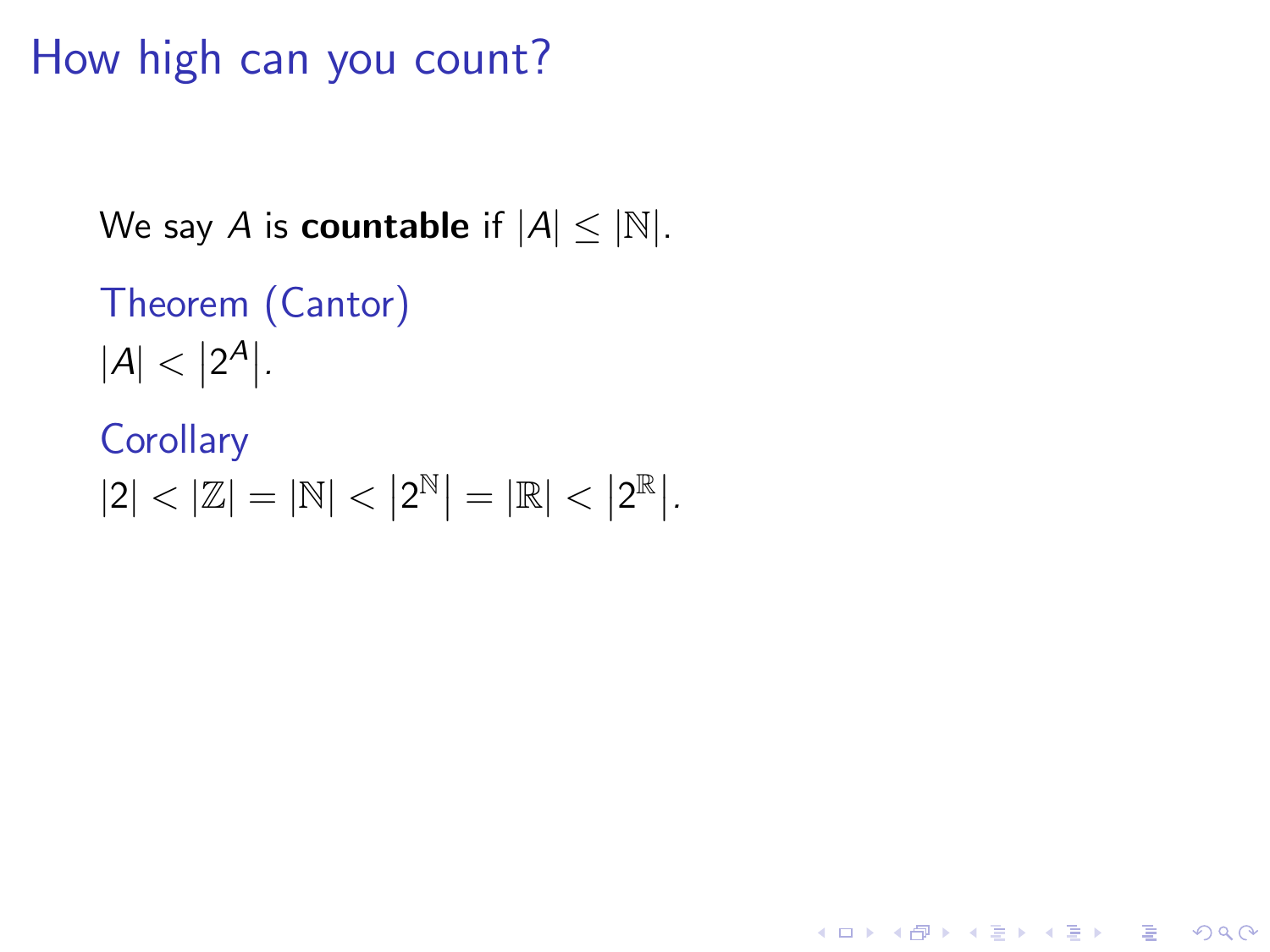# How high can you count?

We say $A$ is **countable** if $|A| \leq |\mathbb{N}|$.

Theorem (Cantor)

$|A| < \left|2^A\right|$.

Corollary

$|2| < |\mathbb{Z}| = |\mathbb{N}| < \left|2^{\mathbb{N}}\right| = |\mathbb{R}| < \left|2^{\mathbb{R}}\right|$.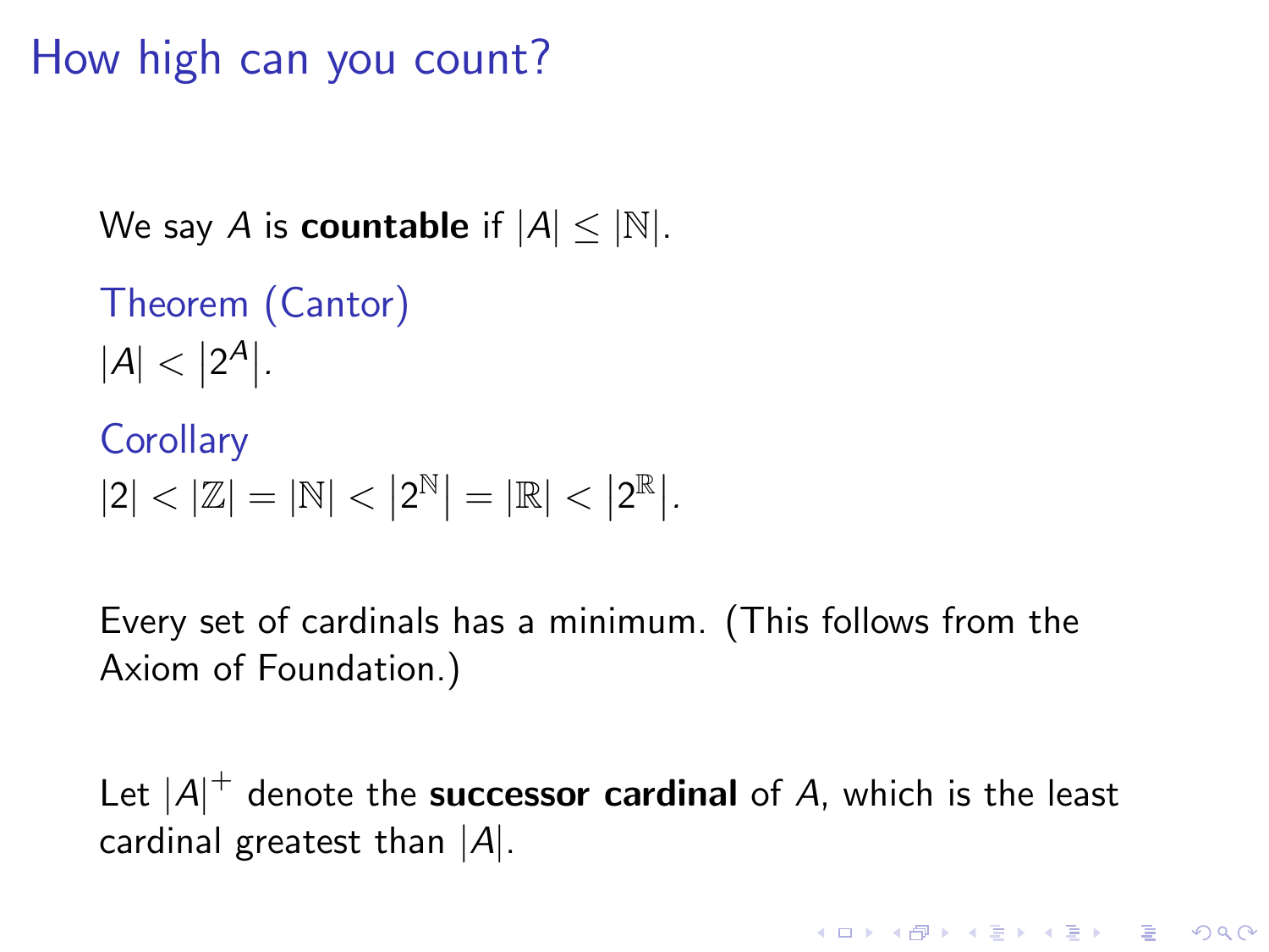# How high can you count?

We say $A$ is **countable** if $|A| \leq |\mathbb{N}|$.

Theorem (Cantor)

$|A| < \left|2^A\right|$.

Corollary

$|2| < |\mathbb{Z}| = |\mathbb{N}| < \left|2^{\mathbb{N}}\right| = |\mathbb{R}| < \left|2^{\mathbb{R}}\right|$.

Every set of cardinals has a minimum. (This follows from the Axiom of Foundation.)

Let $|A|^+$ denote the **successor cardinal** of $A$, which is the least cardinal greatest than $|A|$.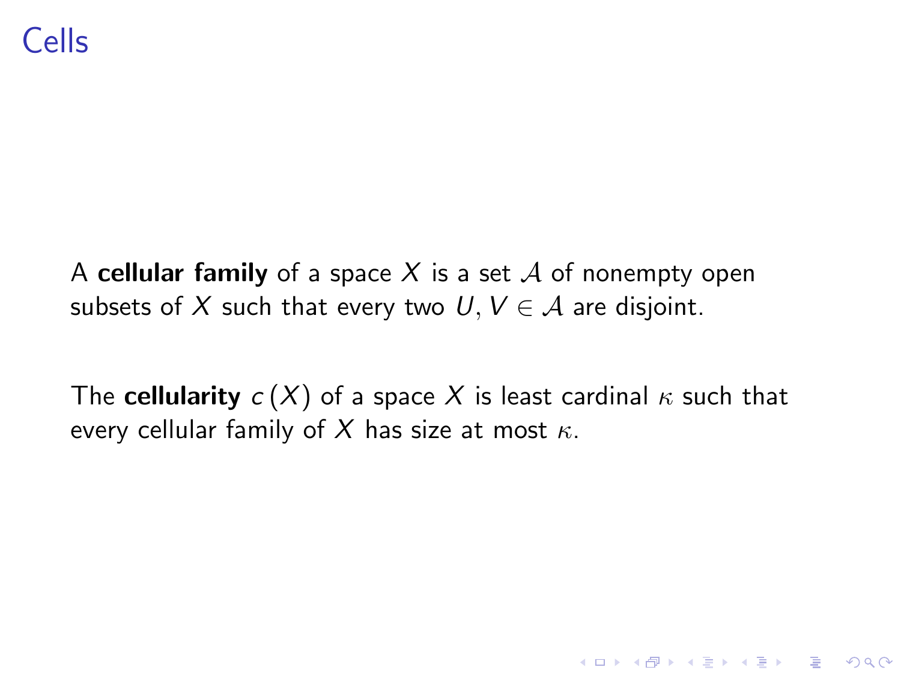# Cells

A **cellular family** of a space $X$ is a set $\mathcal{A}$ of nonempty open subsets of $X$ such that every two $U, V \in \mathcal{A}$ are disjoint.

The **cellularity** $c(X)$ of a space $X$ is least cardinal $\kappa$ such that every cellular family of $X$ has size at most $\kappa$.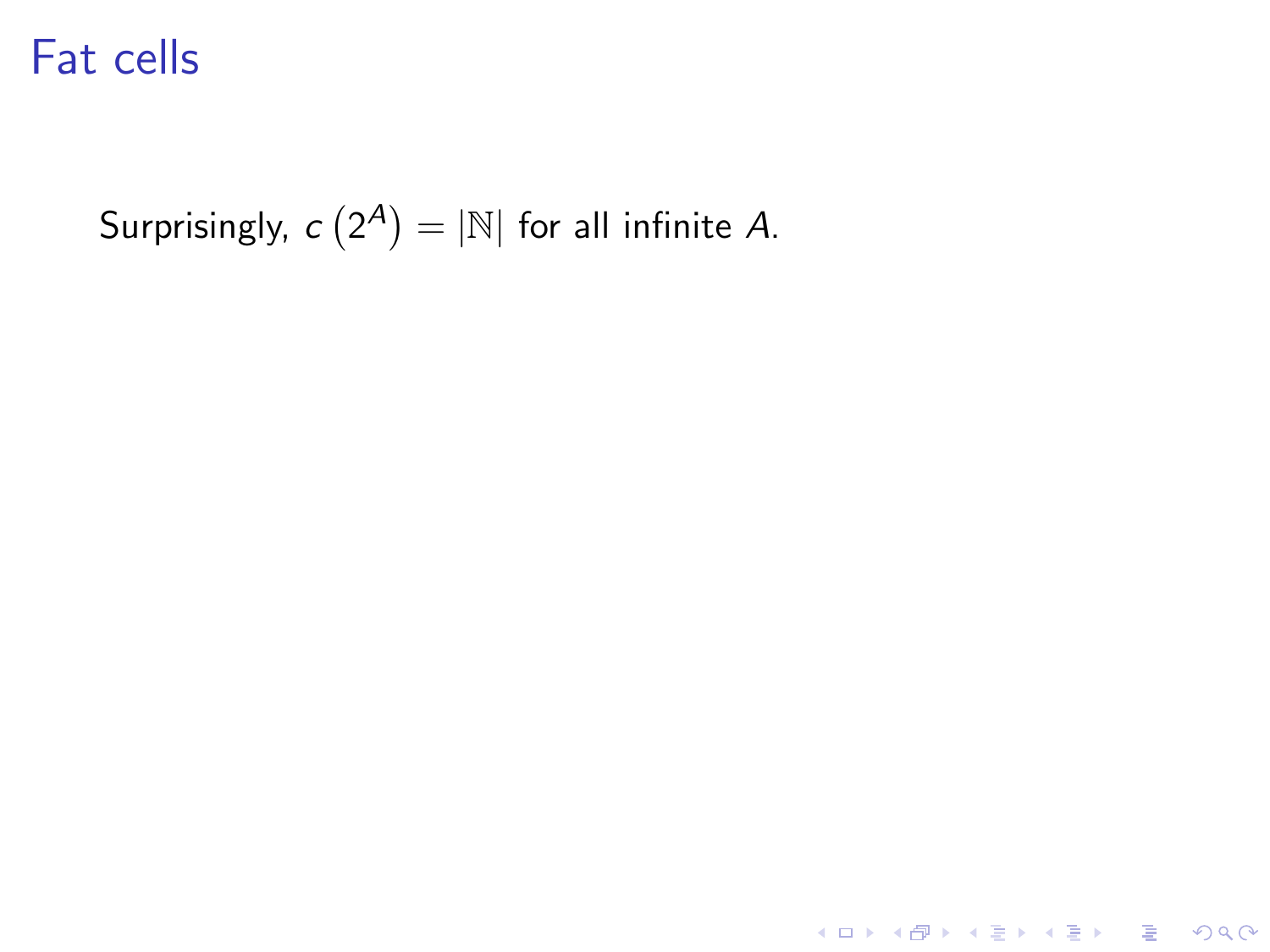# Fat cells

Surprisingly, $c\left(2^{A}\right) = |\mathbb{N}|$ for all infinite $A$.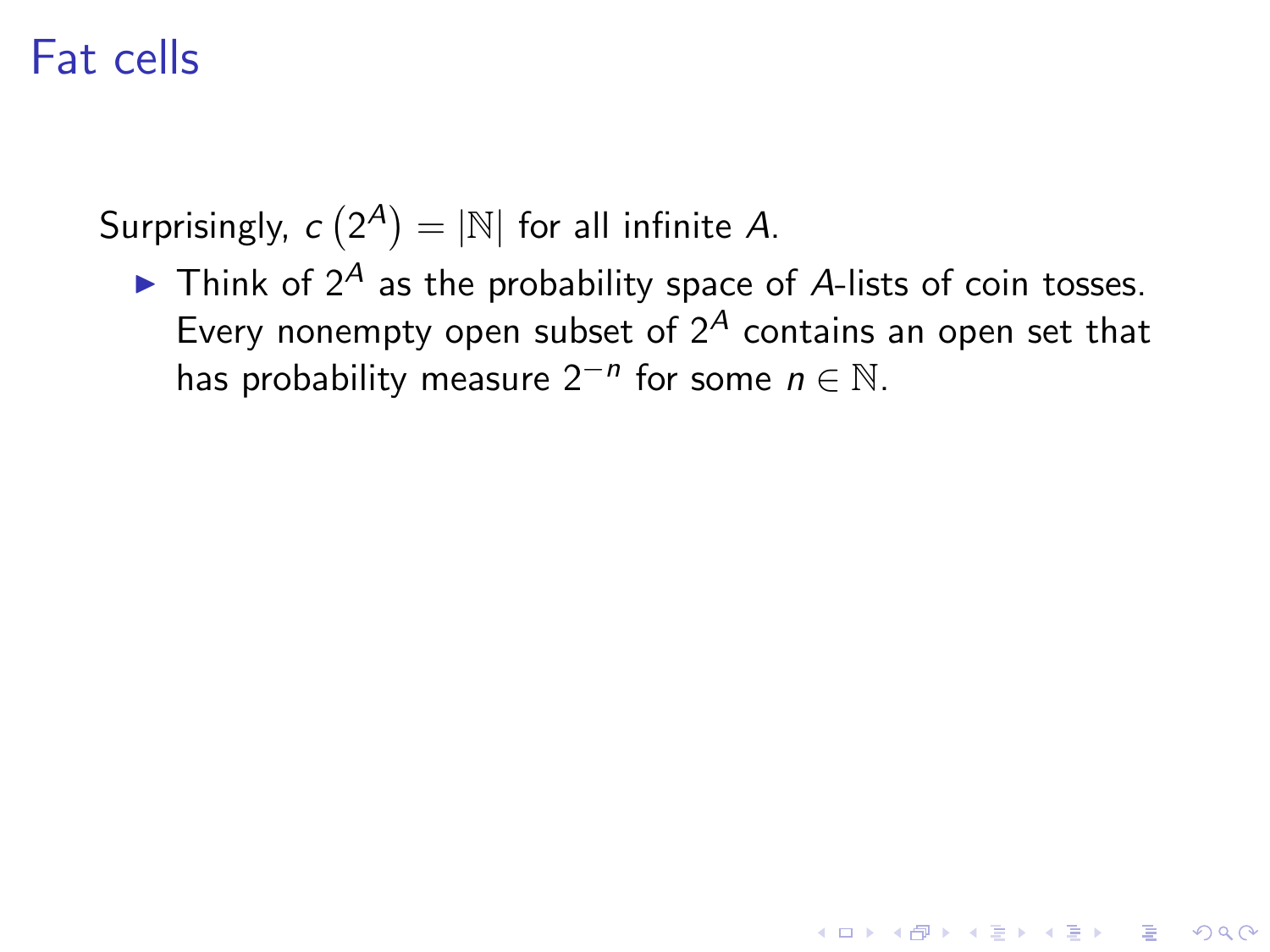# Fat cells

Surprisingly, $c\left(2^A\right) = |\mathbb{N}|$ for all infinite $A$.

- Think of $2^A$ as the probability space of $A$-lists of coin tosses. Every nonempty open subset of $2^A$ contains an open set that has probability measure $2^{-n}$ for some $n \in \mathbb{N}$.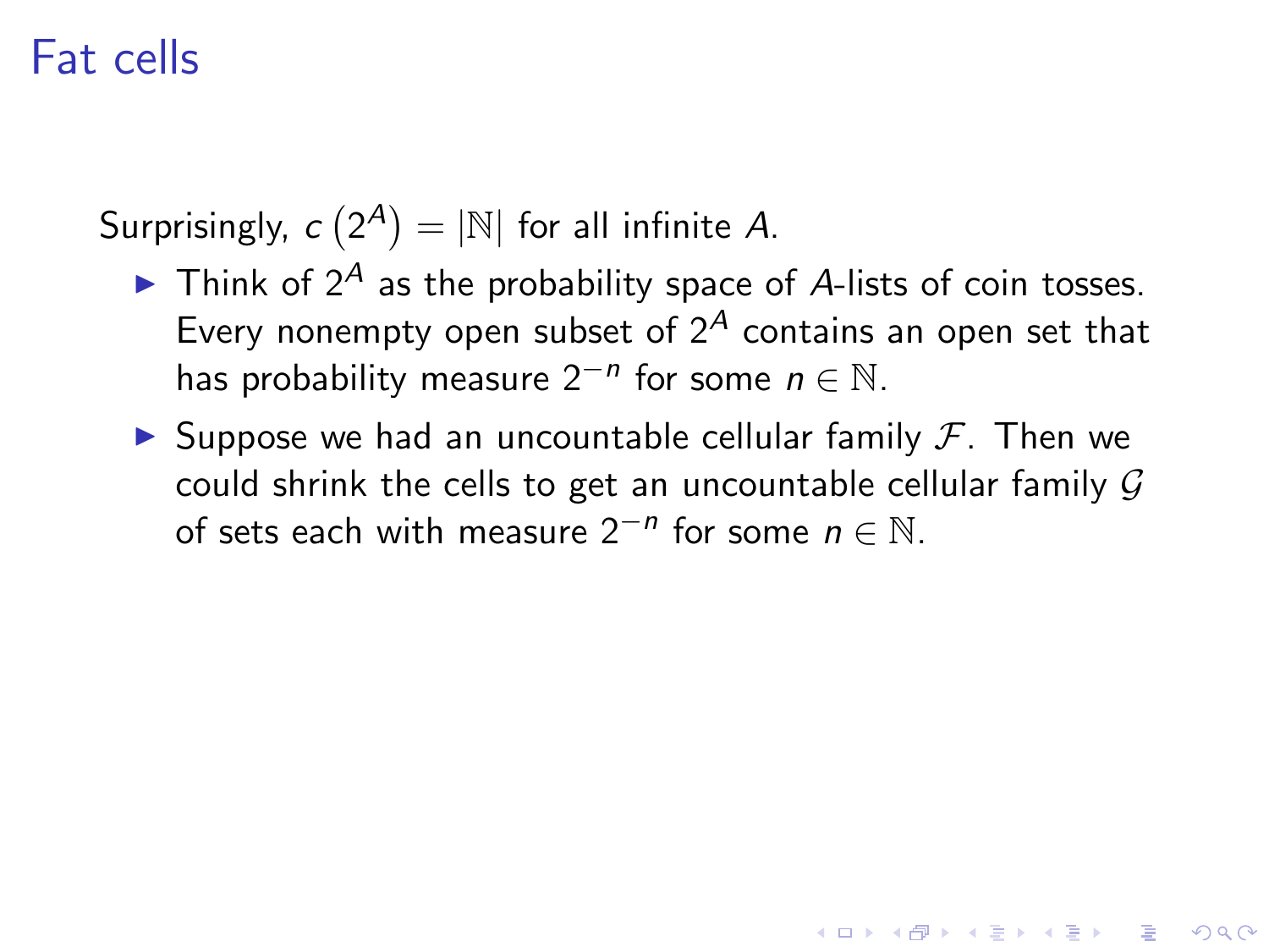# Fat cells

Surprisingly, $c\left(2^A\right) = |\mathbb{N}|$ for all infinite $A$.

- Think of $2^A$ as the probability space of $A$-lists of coin tosses. Every nonempty open subset of $2^A$ contains an open set that has probability measure $2^{-n}$ for some $n \in \mathbb{N}$.
- Suppose we had an uncountable cellular family $\mathcal{F}$. Then we could shrink the cells to get an uncountable cellular family $\mathcal{G}$ of sets each with measure $2^{-n}$ for some $n \in \mathbb{N}$.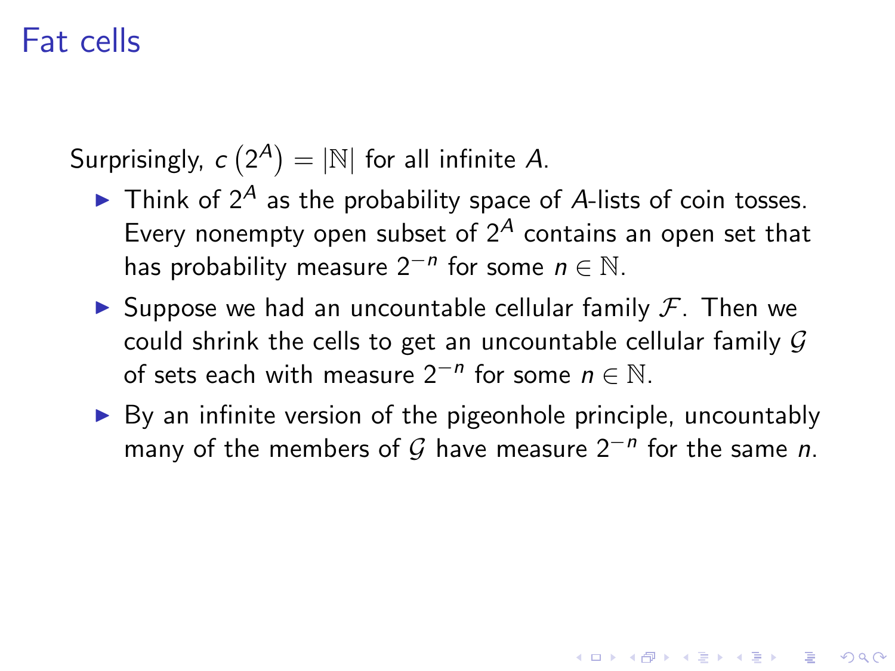# Fat cells

Surprisingly, $c\left(2^A\right) = |\mathbb{N}|$ for all infinite $A$.

- Think of $2^A$ as the probability space of $A$-lists of coin tosses. Every nonempty open subset of $2^A$ contains an open set that has probability measure $2^{-n}$ for some $n \in \mathbb{N}$.
- Suppose we had an uncountable cellular family $\mathcal{F}$. Then we could shrink the cells to get an uncountable cellular family $\mathcal{G}$ of sets each with measure $2^{-n}$ for some $n \in \mathbb{N}$.
- By an infinite version of the pigeonhole principle, uncountably many of the members of $\mathcal{G}$ have measure $2^{-n}$ for the same $n$.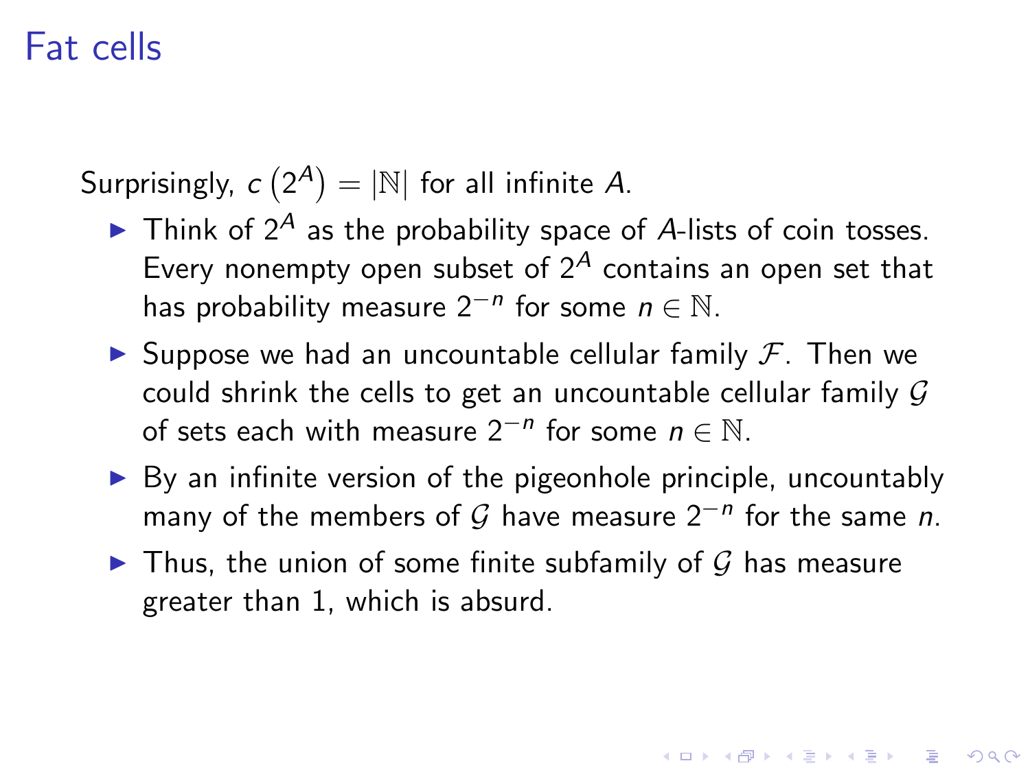# Fat cells

Surprisingly, $c\left(2^A\right) = |\mathbb{N}|$ for all infinite $A$.

- Think of $2^A$ as the probability space of $A$-lists of coin tosses. Every nonempty open subset of $2^A$ contains an open set that has probability measure $2^{-n}$ for some $n \in \mathbb{N}$.
- Suppose we had an uncountable cellular family $\mathcal{F}$. Then we could shrink the cells to get an uncountable cellular family $\mathcal{G}$ of sets each with measure $2^{-n}$ for some $n \in \mathbb{N}$.
- By an infinite version of the pigeonhole principle, uncountably many of the members of $\mathcal{G}$ have measure $2^{-n}$ for the same $n$.
- Thus, the union of some finite subfamily of $\mathcal{G}$ has measure greater than 1, which is absurd.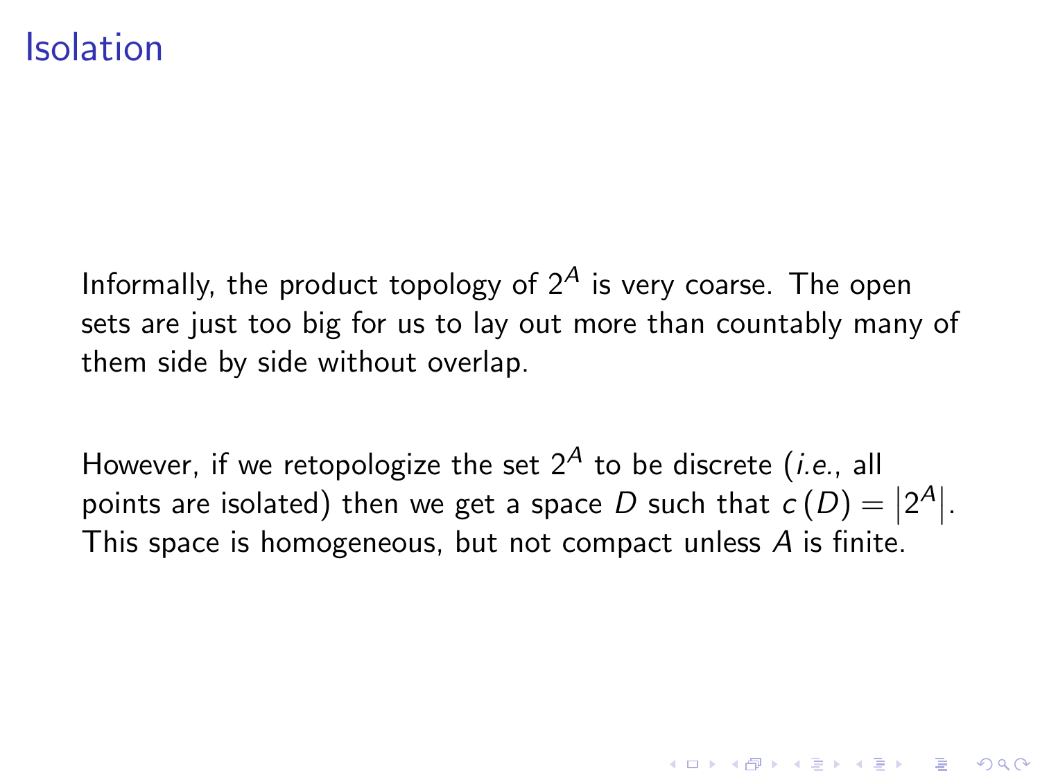# Isolation

Informally, the product topology of $2^A$ is very coarse. The open sets are just too big for us to lay out more than countably many of them side by side without overlap.

However, if we retopologize the set $2^A$ to be discrete (*i.e.*, all points are isolated) then we get a space $D$ such that $c(D) = |2^A|$. This space is homogeneous, but not compact unless $A$ is finite.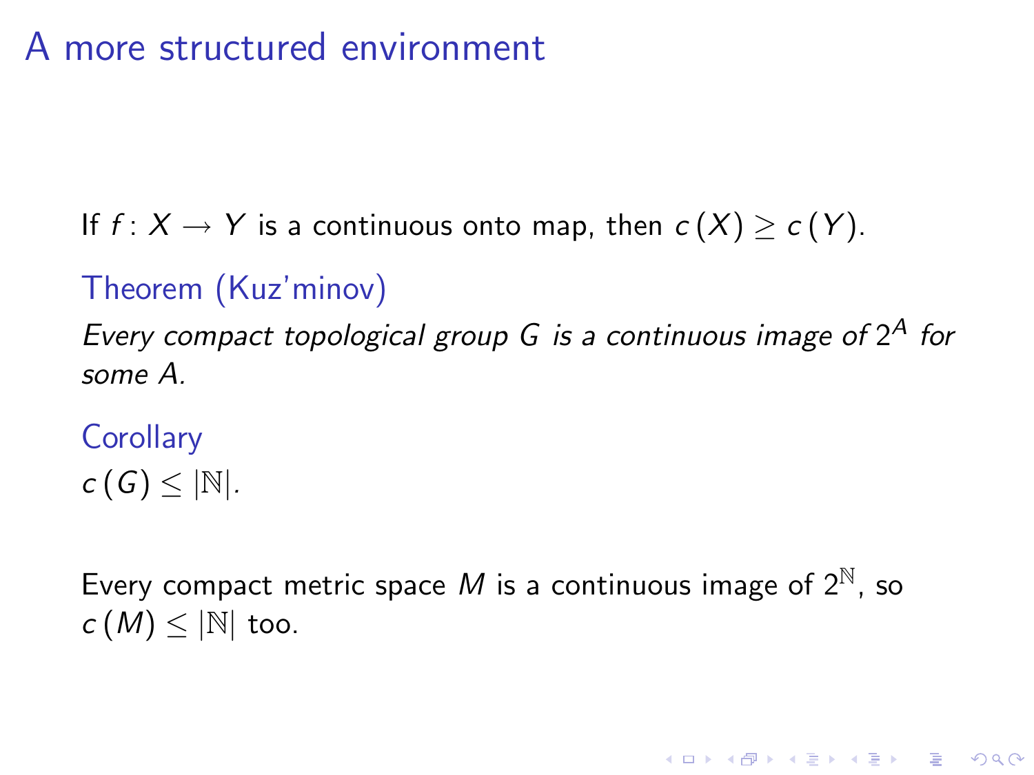## A more structured environment

If $f : X \to Y$ is a continuous onto map, then $c(X) \geq c(Y)$.

**Theorem (Kuz'minov)**

*Every compact topological group $G$ is a continuous image of $2^A$ for some $A$.*

**Corollary**

$c(G) \leq |\mathbb{N}|$.

Every compact metric space $M$ is a continuous image of $2^{\mathbb{N}}$, so $c(M) \leq |\mathbb{N}|$ too.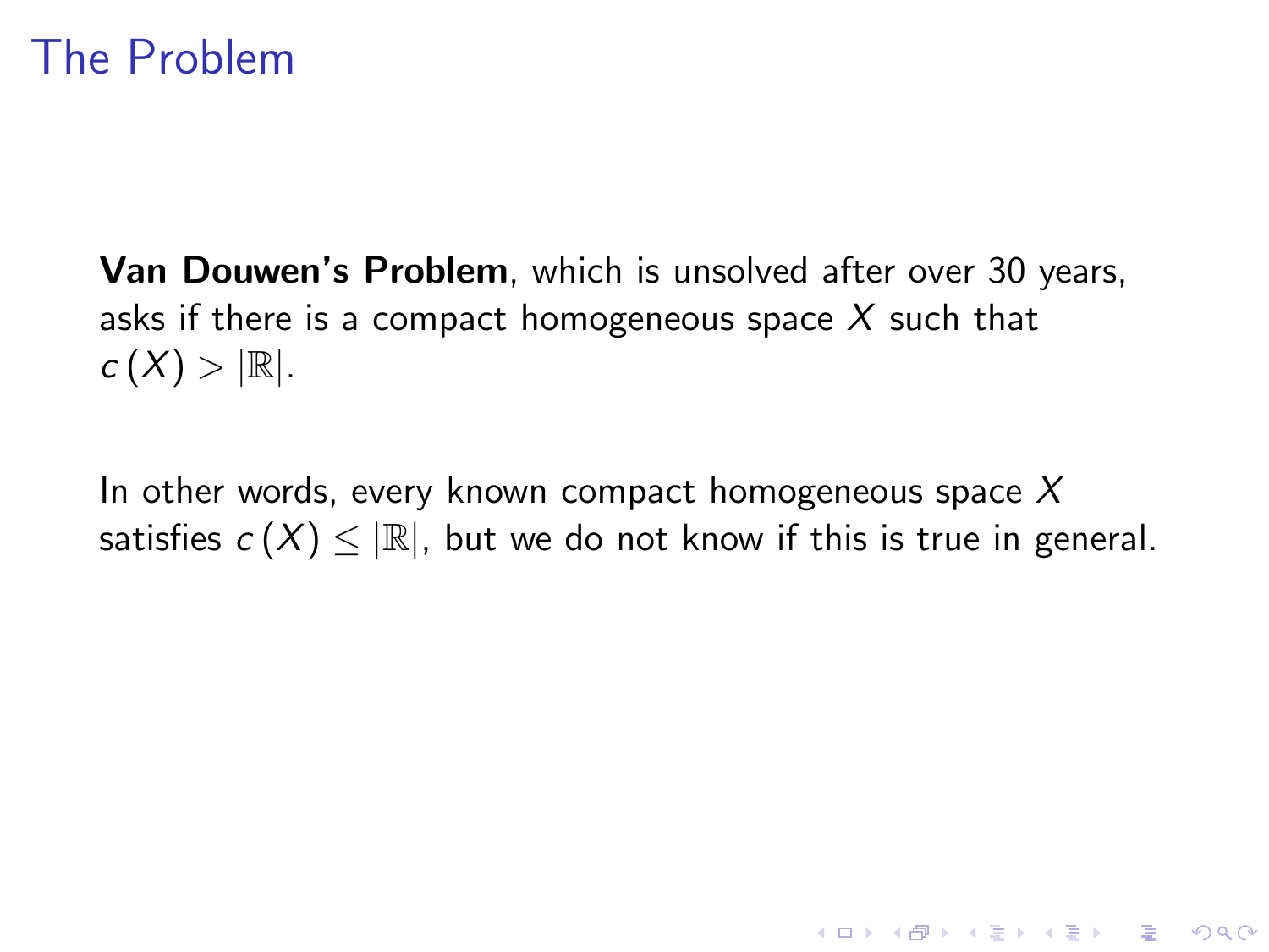# The Problem

**Van Douwen's Problem**, which is unsolved after over 30 years, asks if there is a compact homogeneous space $X$ such that $c(X) > |\mathbb{R}|$.

In other words, every known compact homogeneous space $X$ satisfies $c(X) \leq |\mathbb{R}|$, but we do not know if this is true in general.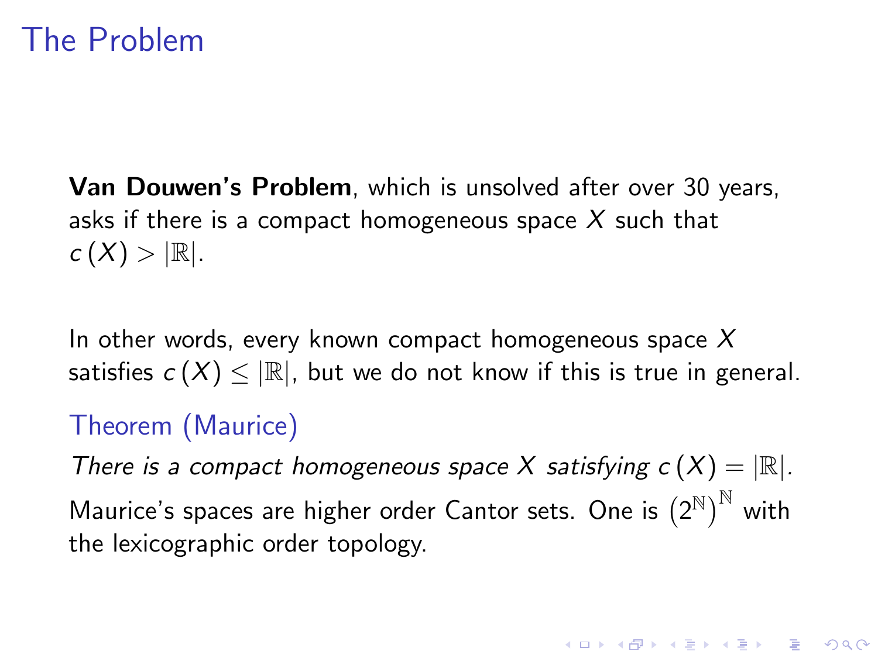# The Problem

**Van Douwen's Problem**, which is unsolved after over 30 years, asks if there is a compact homogeneous space $X$ such that $c(X) > |\mathbb{R}|$.

In other words, every known compact homogeneous space $X$ satisfies $c(X) \leq |\mathbb{R}|$, but we do not know if this is true in general.

**Theorem (Maurice)**

*There is a compact homogeneous space $X$ satisfying $c(X) = |\mathbb{R}|$.*

Maurice's spaces are higher order Cantor sets. One is $\left(2^{\mathbb{N}}\right)^{\mathbb{N}}$ with the lexicographic order topology.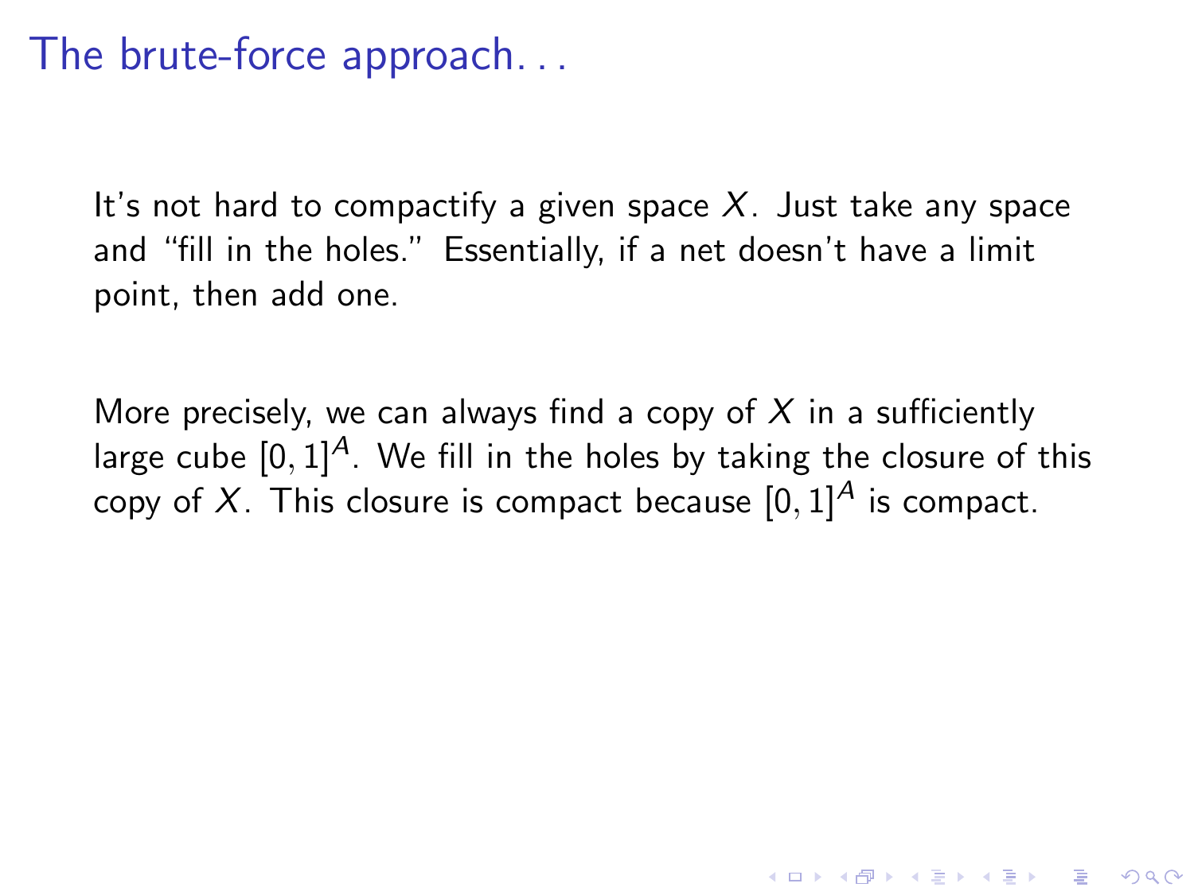# The brute-force approach...

It's not hard to compactify a given space $X$. Just take any space and "fill in the holes." Essentially, if a net doesn't have a limit point, then add one.

More precisely, we can always find a copy of $X$ in a sufficiently large cube $[0,1]^A$. We fill in the holes by taking the closure of this copy of $X$. This closure is compact because $[0,1]^A$ is compact.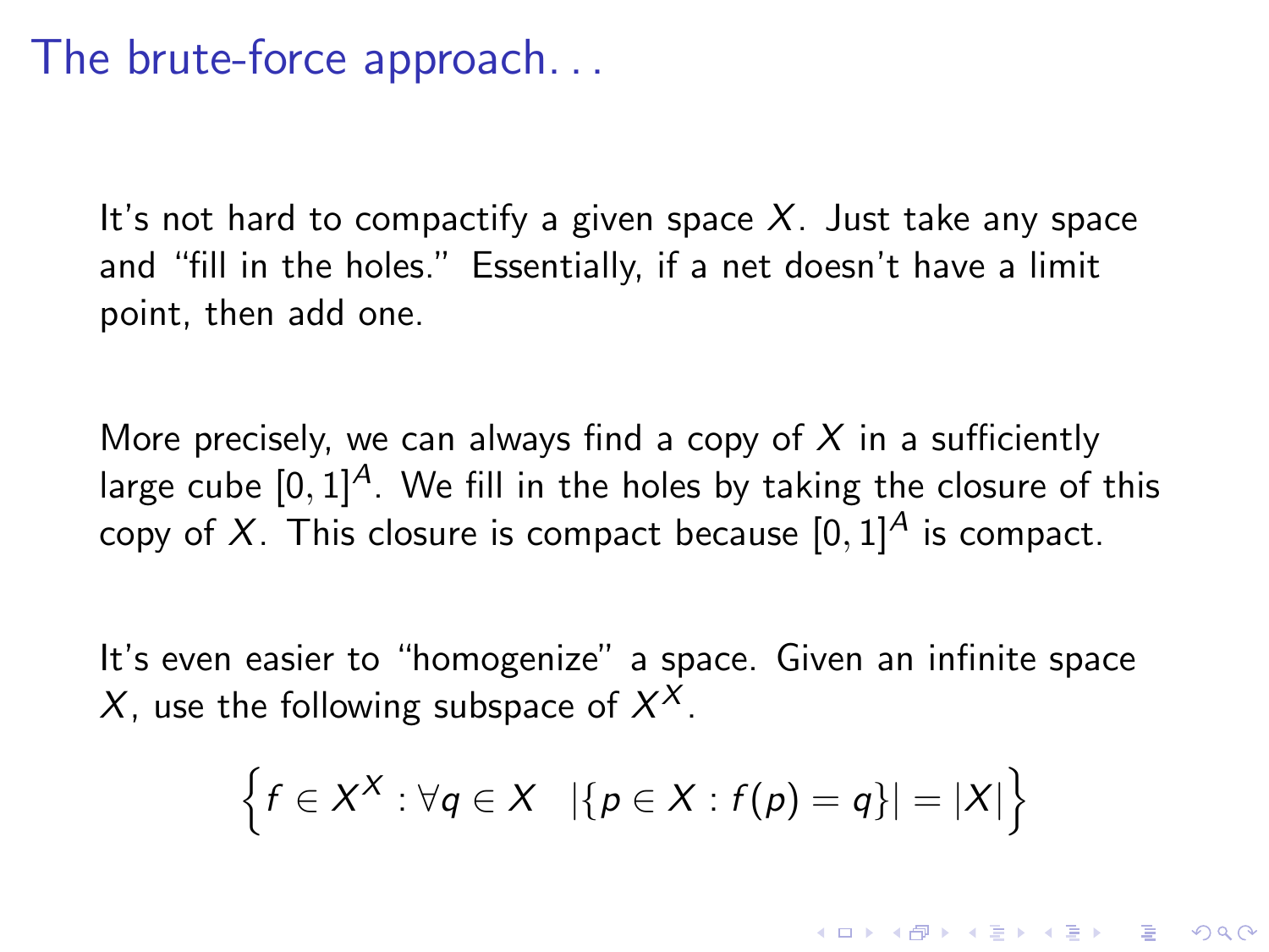# The brute-force approach...

It's not hard to compactify a given space $X$. Just take any space and "fill in the holes." Essentially, if a net doesn't have a limit point, then add one.

More precisely, we can always find a copy of $X$ in a sufficiently large cube $[0,1]^A$. We fill in the holes by taking the closure of this copy of $X$. This closure is compact because $[0,1]^A$ is compact.

It's even easier to "homogenize" a space. Given an infinite space $X$, use the following subspace of $X^X$.

$$\left\{ f \in X^X : \forall q \in X \quad |\{p \in X : f(p) = q\}| = |X| \right\}$$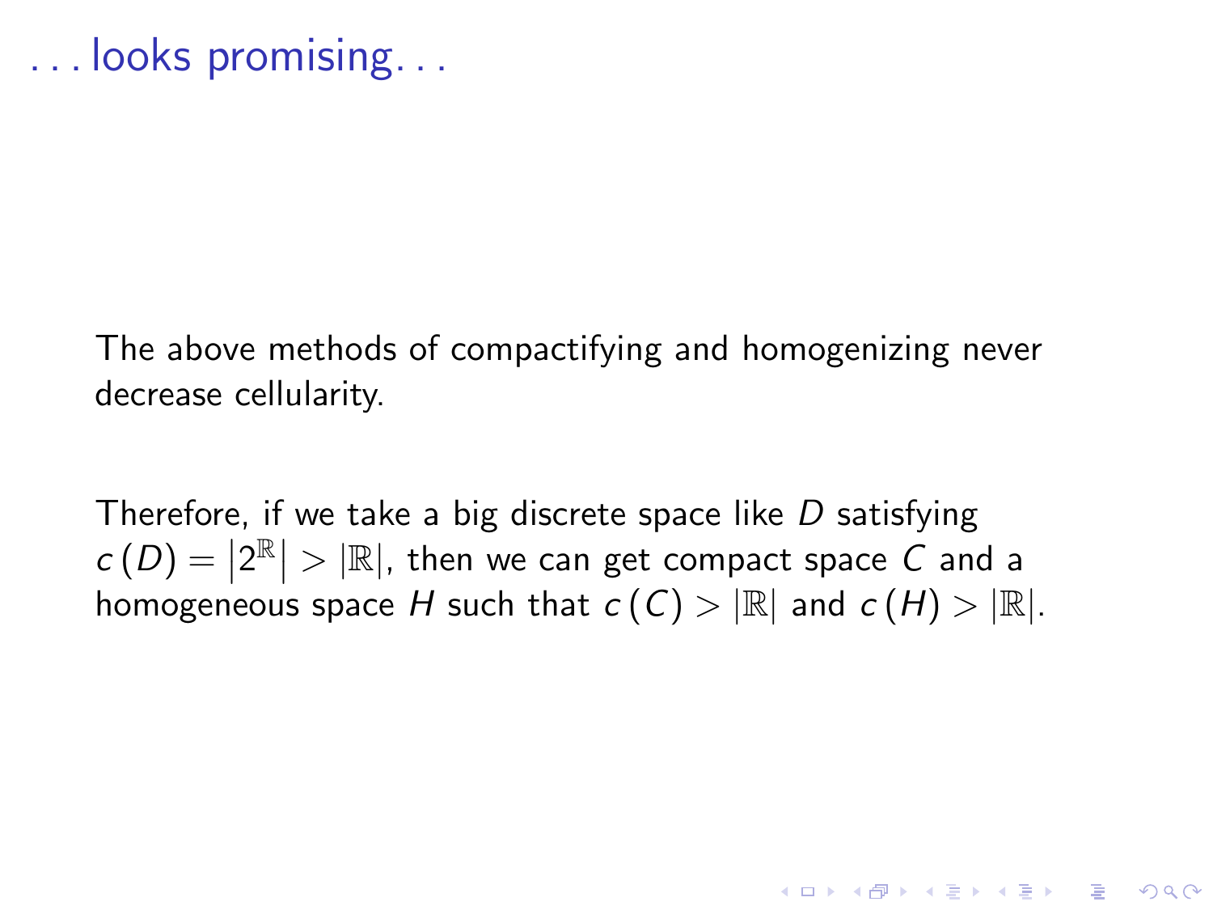# . . . looks promising. . .

The above methods of compactifying and homogenizing never decrease cellularity.

Therefore, if we take a big discrete space like $D$ satisfying $c(D) = \left|2^{\mathbb{R}}\right| > |\mathbb{R}|$, then we can get compact space $C$ and a homogeneous space $H$ such that $c(C) > |\mathbb{R}|$ and $c(H) > |\mathbb{R}|$.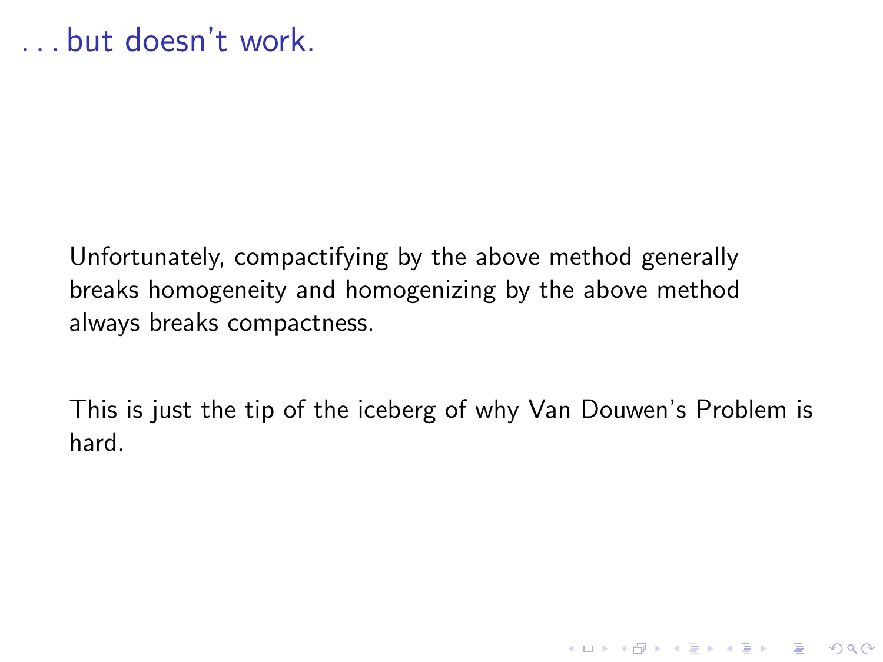# . . . but doesn't work.

Unfortunately, compactifying by the above method generally breaks homogeneity and homogenizing by the above method always breaks compactness.

This is just the tip of the iceberg of why Van Douwen's Problem is hard.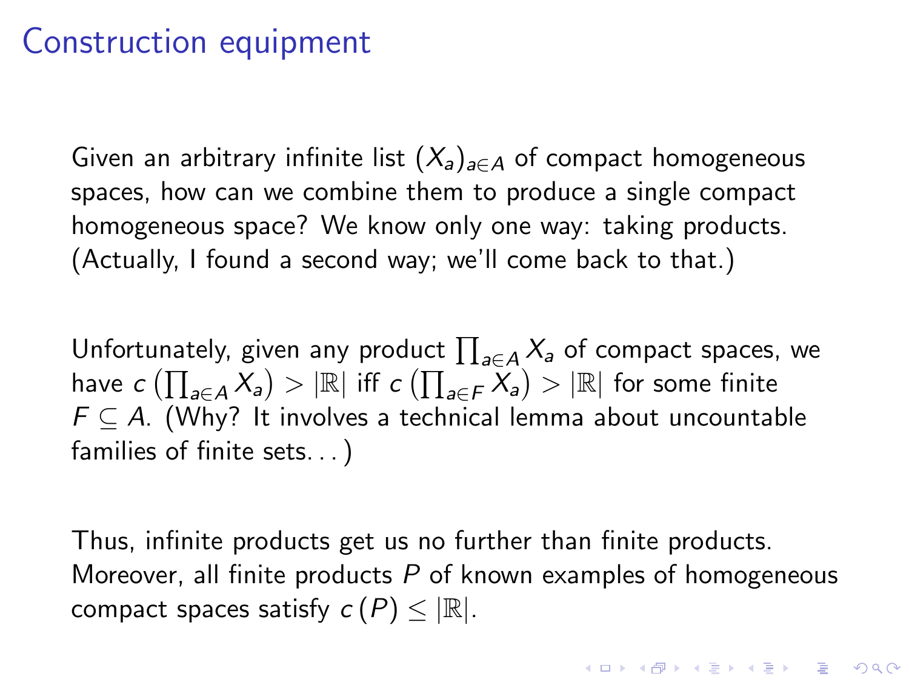# Construction equipment

Given an arbitrary infinite list $(X_a)_{a \in A}$ of compact homogeneous spaces, how can we combine them to produce a single compact homogeneous space? We know only one way: taking products. (Actually, I found a second way; we'll come back to that.)

Unfortunately, given any product $\prod_{a \in A} X_a$ of compact spaces, we have $c\left(\prod_{a \in A} X_a\right) > |\mathbb{R}|$ iff $c\left(\prod_{a \in F} X_a\right) > |\mathbb{R}|$ for some finite $F \subseteq A$. (Why? It involves a technical lemma about uncountable families of finite sets...)

Thus, infinite products get us no further than finite products. Moreover, all finite products $P$ of known examples of homogeneous compact spaces satisfy $c\,(P) \leq |\mathbb{R}|$.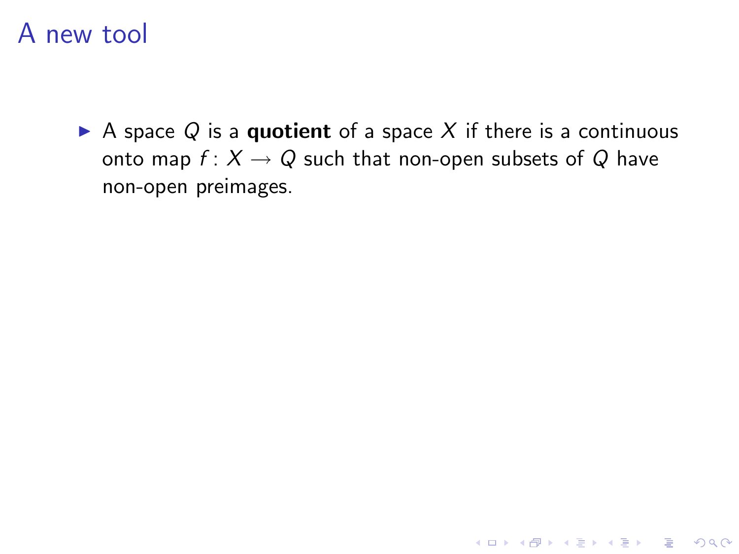# A new tool

- A space $Q$ is a **quotient** of a space $X$ if there is a continuous onto map $f \colon X \to Q$ such that non-open subsets of $Q$ have non-open preimages.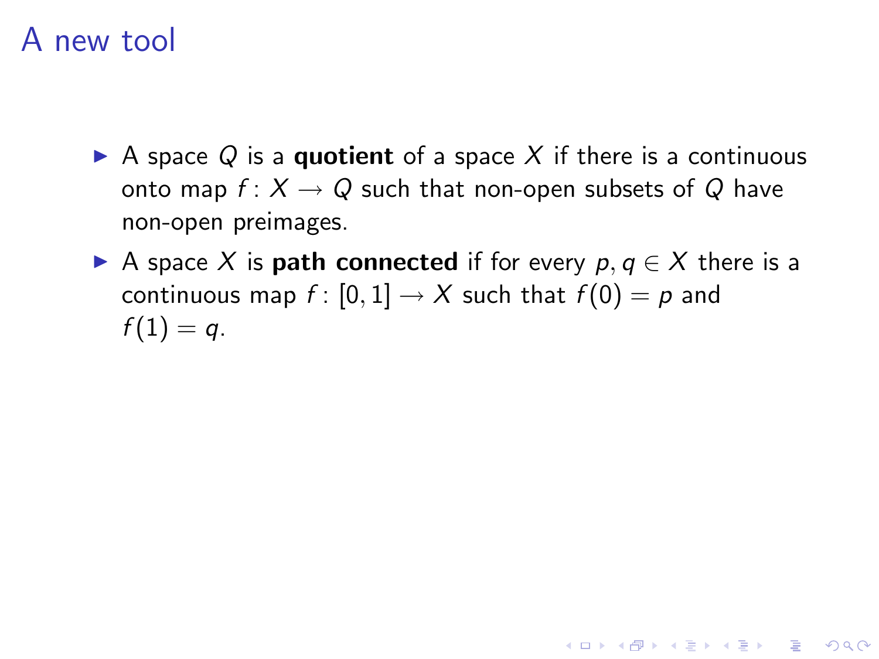# A new tool

- A space $Q$ is a **quotient** of a space $X$ if there is a continuous onto map $f\colon X \to Q$ such that non-open subsets of $Q$ have non-open preimages.
- A space $X$ is **path connected** if for every $p, q \in X$ there is a continuous map $f\colon [0,1] \to X$ such that $f(0) = p$ and $f(1) = q$.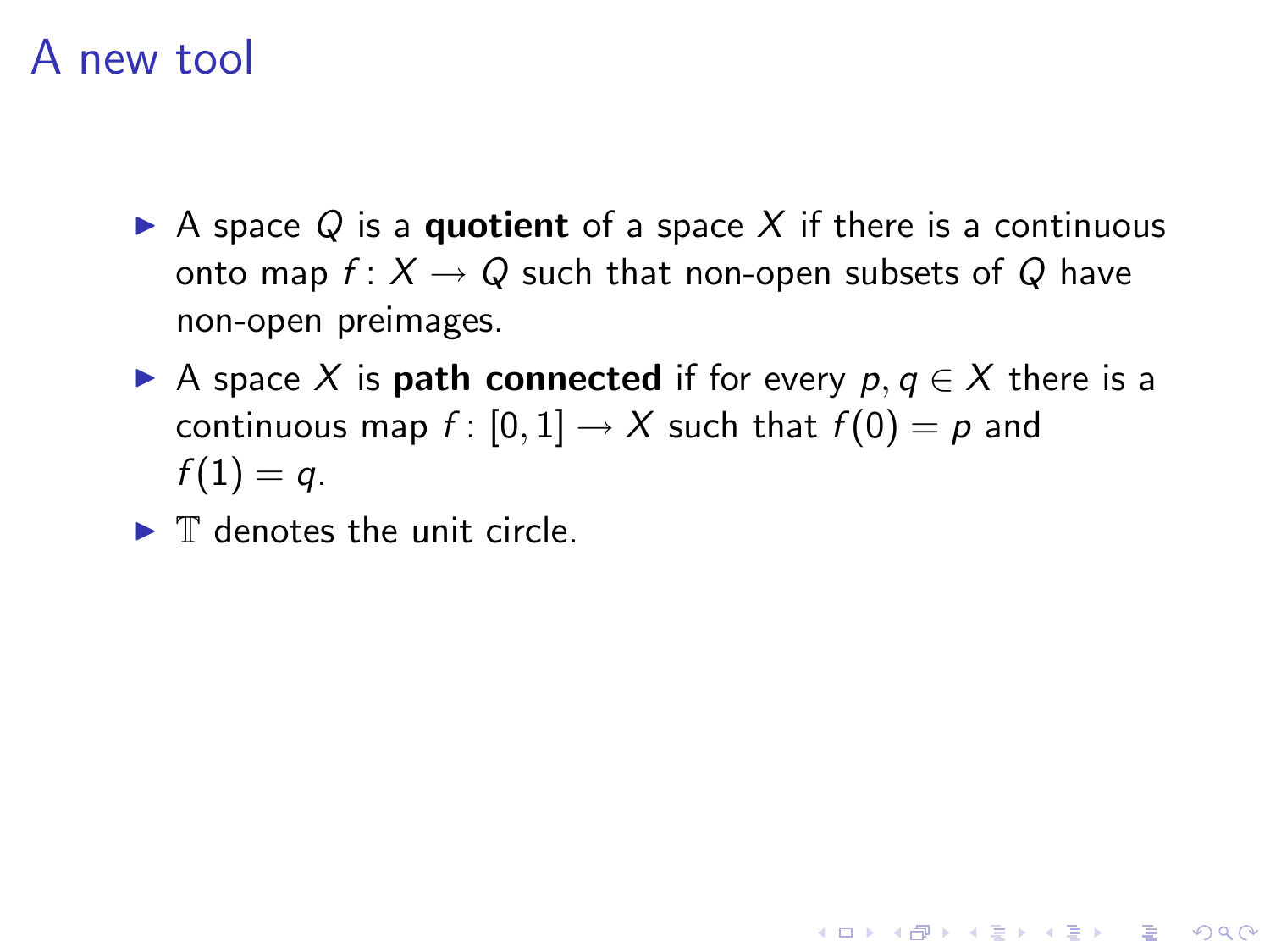# A new tool

- A space $Q$ is a **quotient** of a space $X$ if there is a continuous onto map $f\colon X \to Q$ such that non-open subsets of $Q$ have non-open preimages.
- A space $X$ is **path connected** if for every $p, q \in X$ there is a continuous map $f\colon [0,1] \to X$ such that $f(0) = p$ and $f(1) = q$.
- $\mathbb{T}$ denotes the unit circle.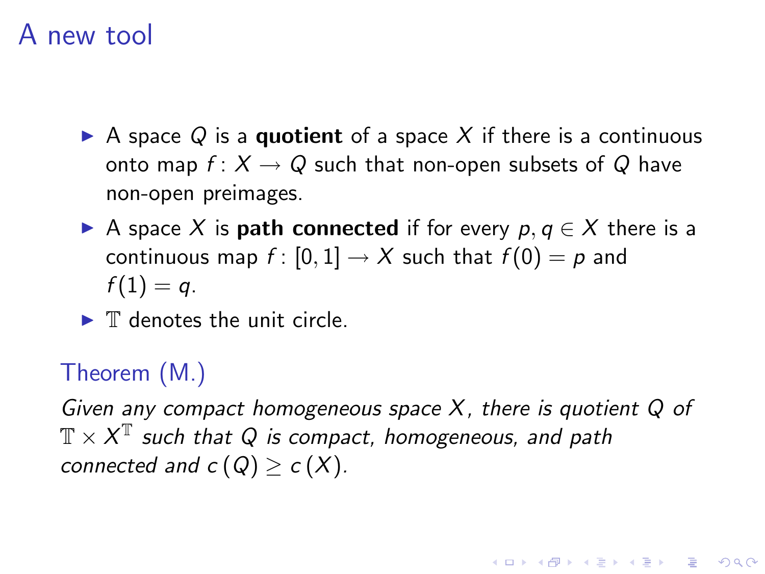# A new tool

- A space $Q$ is a **quotient** of a space $X$ if there is a continuous onto map $f\colon X \to Q$ such that non-open subsets of $Q$ have non-open preimages.
- A space $X$ is **path connected** if for every $p, q \in X$ there is a continuous map $f\colon [0,1] \to X$ such that $f(0) = p$ and $f(1) = q$.
- $\mathbb{T}$ denotes the unit circle.

## Theorem (M.)

*Given any compact homogeneous space $X$, there is quotient $Q$ of $\mathbb{T} \times X^{\mathbb{T}}$ such that $Q$ is compact, homogeneous, and path connected and $c(Q) \geq c(X)$.*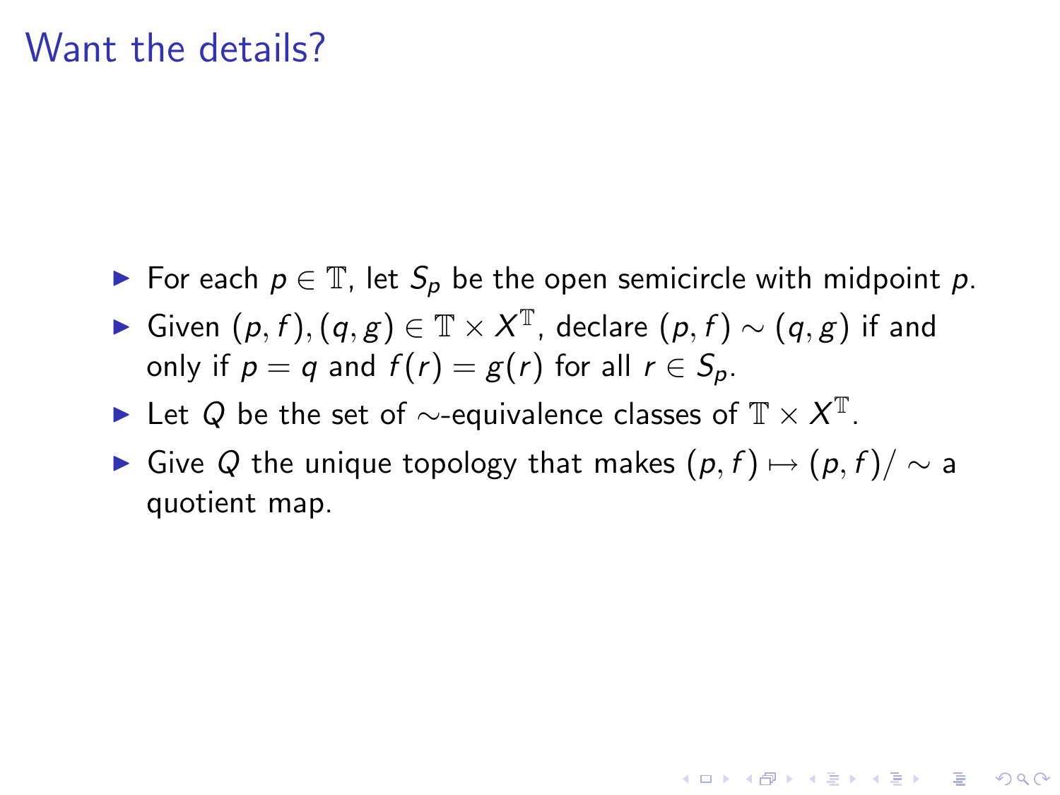# Want the details?

- For each $p \in \mathbb{T}$, let $S_p$ be the open semicircle with midpoint $p$.
- Given $(p, f), (q, g) \in \mathbb{T} \times X^{\mathbb{T}}$, declare $(p, f) \sim (q, g)$ if and only if $p = q$ and $f(r) = g(r)$ for all $r \in S_p$.
- Let $Q$ be the set of $\sim$-equivalence classes of $\mathbb{T} \times X^{\mathbb{T}}$.
- Give $Q$ the unique topology that makes $(p, f) \mapsto (p, f)/\sim$ a quotient map.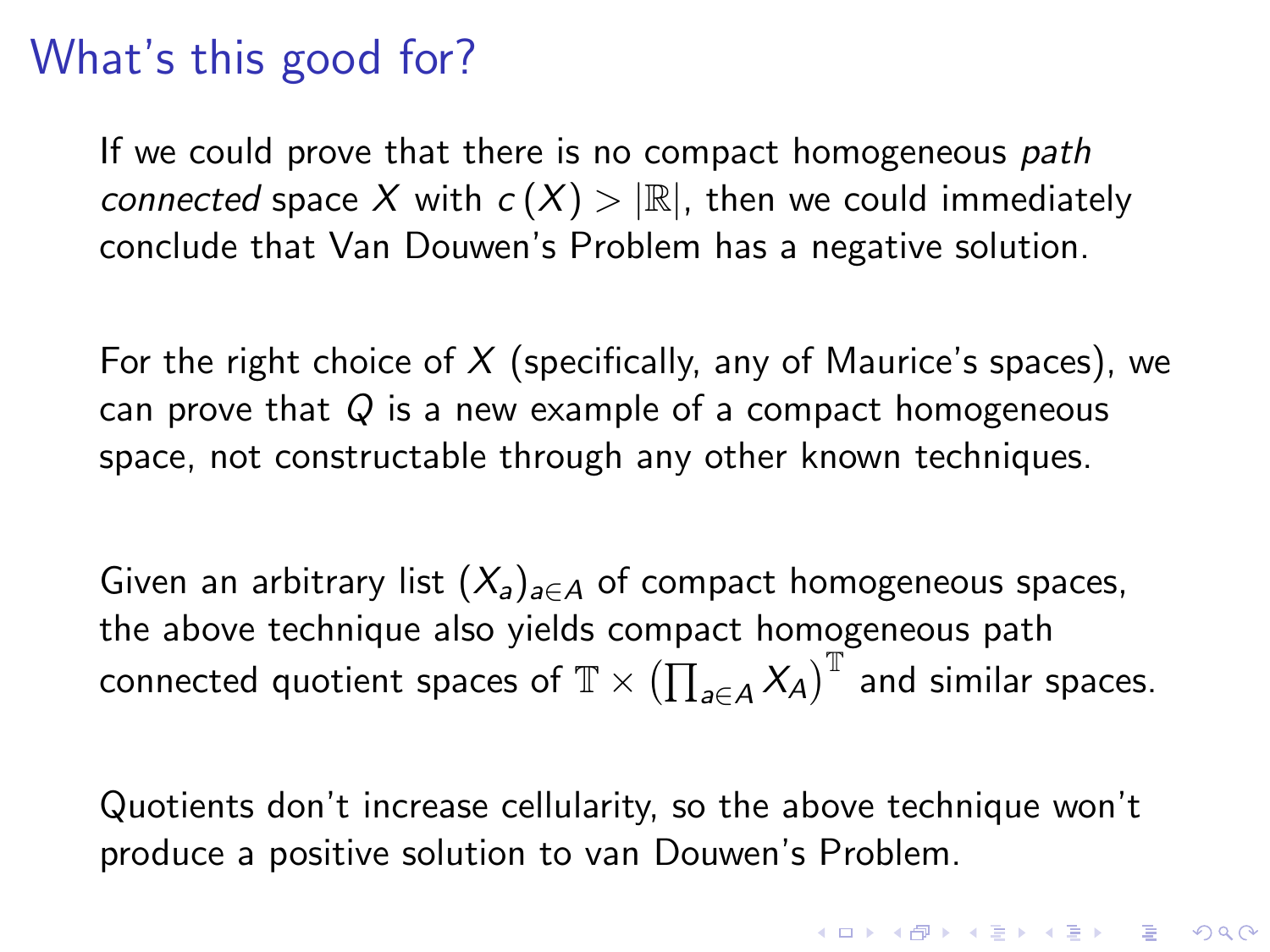# What's this good for?

If we could prove that there is no compact homogeneous *path connected* space $X$ with $c(X) > |\mathbb{R}|$, then we could immediately conclude that Van Douwen's Problem has a negative solution.

For the right choice of $X$ (specifically, any of Maurice's spaces), we can prove that $Q$ is a new example of a compact homogeneous space, not constructable through any other known techniques.

Given an arbitrary list $(X_a)_{a \in A}$ of compact homogeneous spaces, the above technique also yields compact homogeneous path connected quotient spaces of $\mathbb{T} \times \left(\prod_{a \in A} X_A\right)^{\mathbb{T}}$ and similar spaces.

Quotients don't increase cellularity, so the above technique won't produce a positive solution to van Douwen's Problem.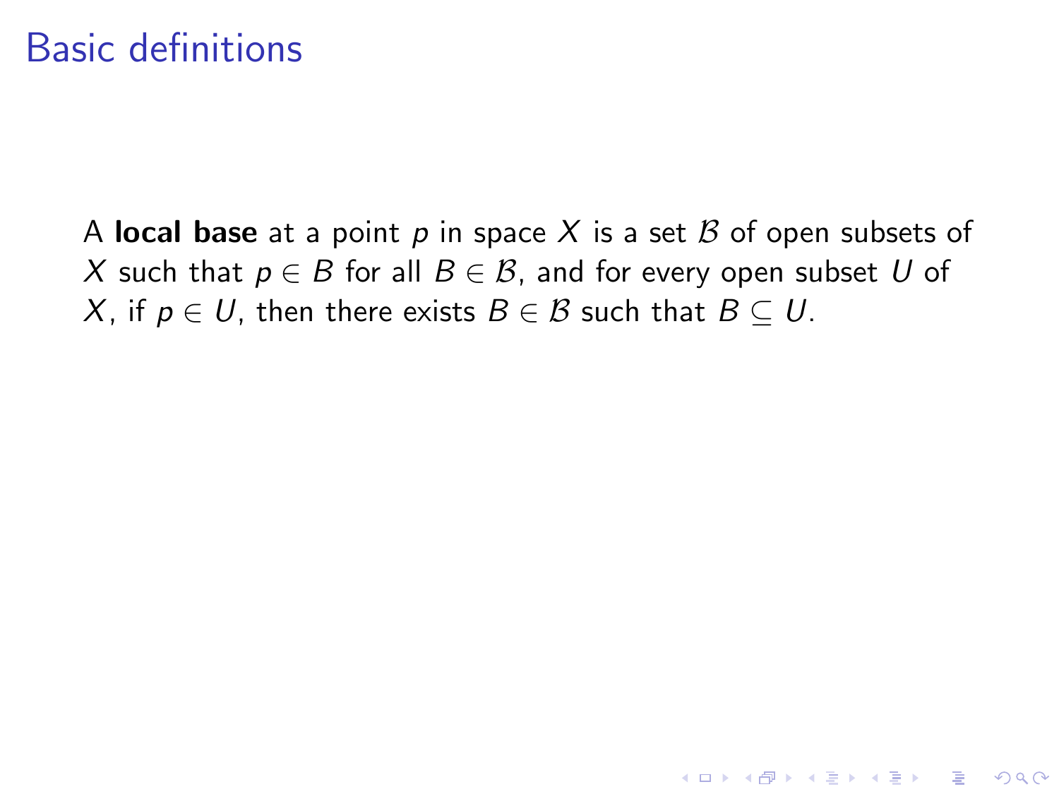# Basic definitions

A **local base** at a point $p$ in space $X$ is a set $\mathcal{B}$ of open subsets of $X$ such that $p \in B$ for all $B \in \mathcal{B}$, and for every open subset $U$ of $X$, if $p \in U$, then there exists $B \in \mathcal{B}$ such that $B \subseteq U$.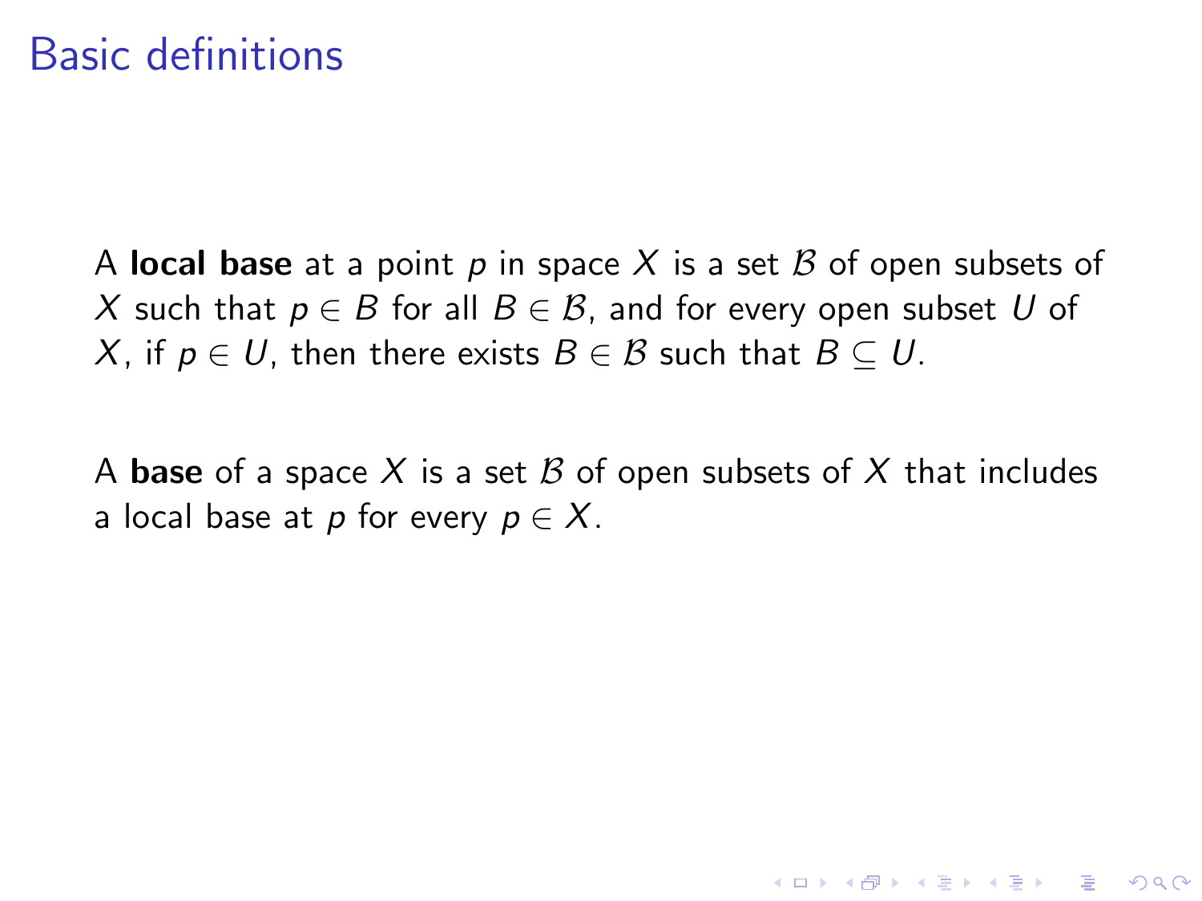# Basic definitions

A **local base** at a point $p$ in space $X$ is a set $\mathcal{B}$ of open subsets of $X$ such that $p \in B$ for all $B \in \mathcal{B}$, and for every open subset $U$ of $X$, if $p \in U$, then there exists $B \in \mathcal{B}$ such that $B \subseteq U$.

A **base** of a space $X$ is a set $\mathcal{B}$ of open subsets of $X$ that includes a local base at $p$ for every $p \in X$.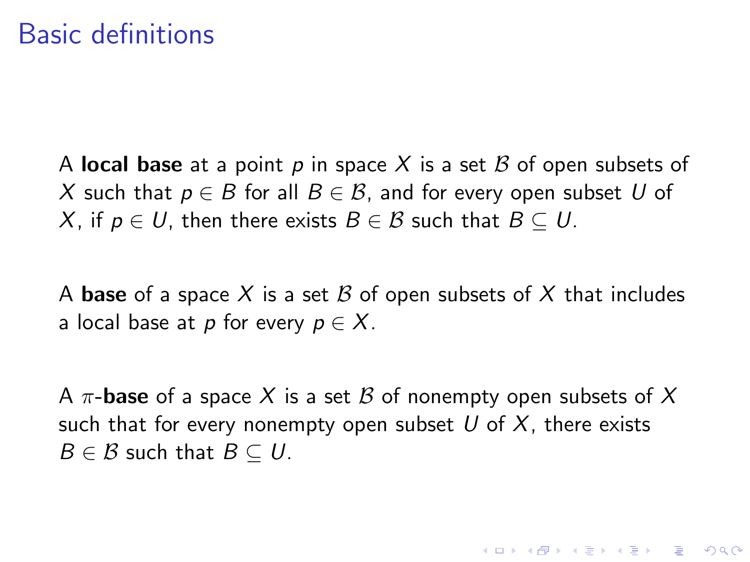# Basic definitions

A **local base** at a point $p$ in space $X$ is a set $\mathcal{B}$ of open subsets of $X$ such that $p \in B$ for all $B \in \mathcal{B}$, and for every open subset $U$ of $X$, if $p \in U$, then there exists $B \in \mathcal{B}$ such that $B \subseteq U$.

A **base** of a space $X$ is a set $\mathcal{B}$ of open subsets of $X$ that includes a local base at $p$ for every $p \in X$.

A $\pi$-**base** of a space $X$ is a set $\mathcal{B}$ of nonempty open subsets of $X$ such that for every nonempty open subset $U$ of $X$, there exists $B \in \mathcal{B}$ such that $B \subseteq U$.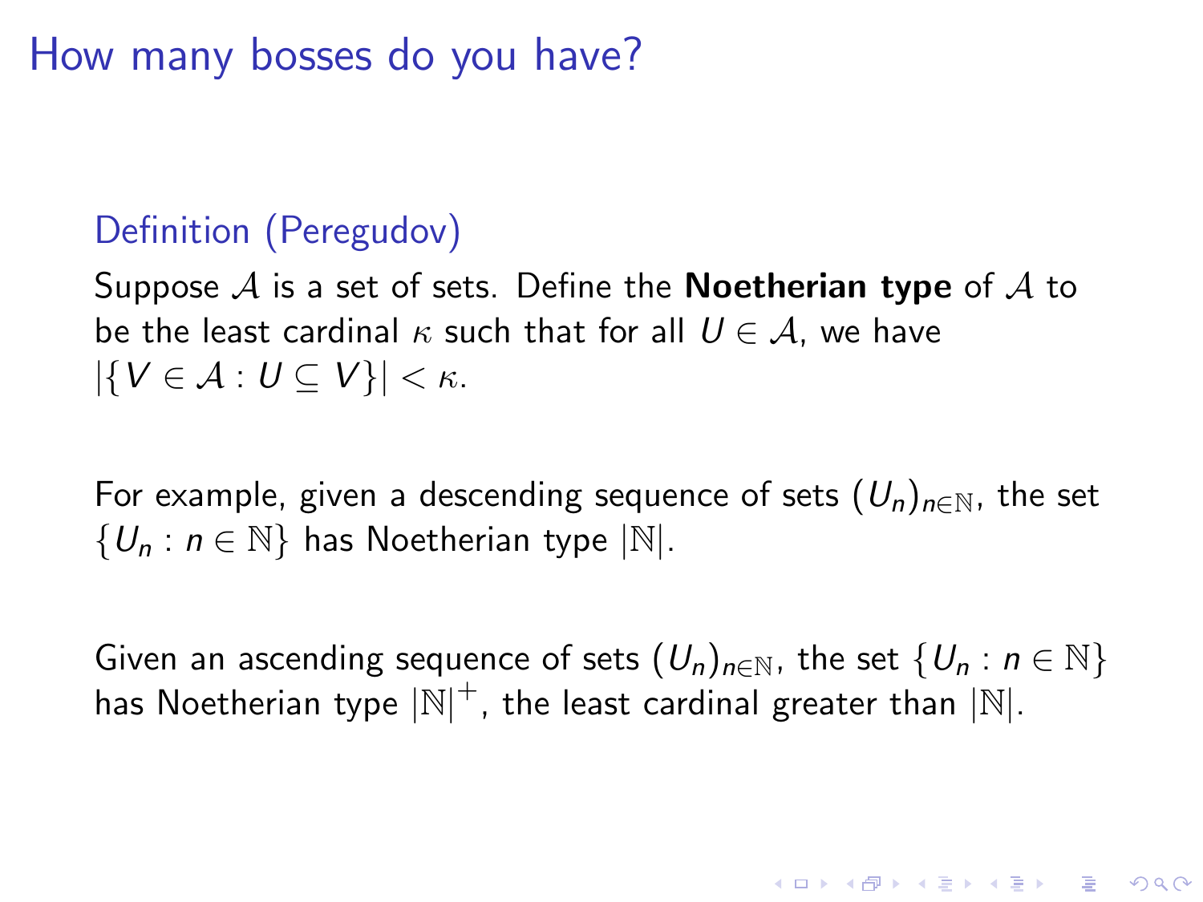# How many bosses do you have?

### Definition (Peregudov)

Suppose $\mathcal{A}$ is a set of sets. Define the **Noetherian type** of $\mathcal{A}$ to be the least cardinal $\kappa$ such that for all $U \in \mathcal{A}$, we have $|\{V \in \mathcal{A} : U \subseteq V\}| < \kappa$.

For example, given a descending sequence of sets $(U_n)_{n \in \mathbb{N}}$, the set $\{U_n : n \in \mathbb{N}\}$ has Noetherian type $|\mathbb{N}|$.

Given an ascending sequence of sets $(U_n)_{n \in \mathbb{N}}$, the set $\{U_n : n \in \mathbb{N}\}$ has Noetherian type $|\mathbb{N}|^+$, the least cardinal greater than $|\mathbb{N}|$.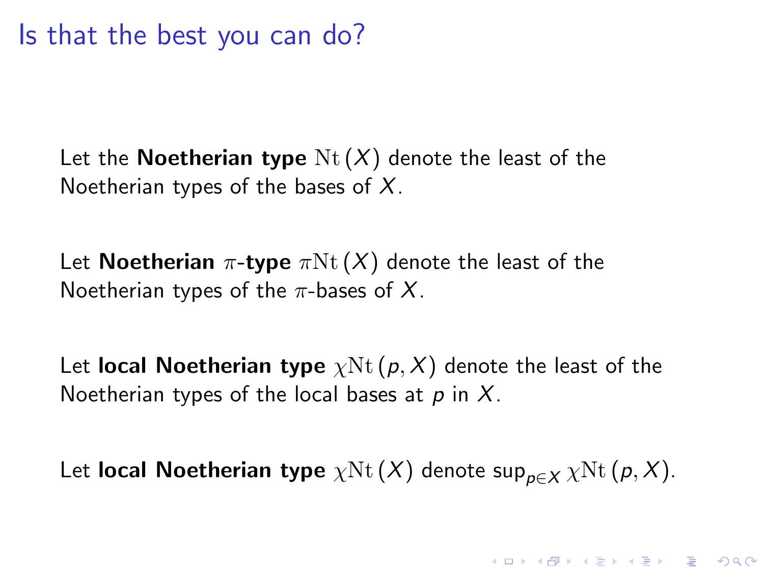# Is that the best you can do?

Let the **Noetherian type** $\mathrm{Nt}(X)$ denote the least of the Noetherian types of the bases of $X$.

Let **Noetherian** $\pi$**-type** $\pi\mathrm{Nt}(X)$ denote the least of the Noetherian types of the $\pi$-bases of $X$.

Let **local Noetherian type** $\chi\mathrm{Nt}(p, X)$ denote the least of the Noetherian types of the local bases at $p$ in $X$.

Let **local Noetherian type** $\chi\mathrm{Nt}(X)$ denote $\sup_{p\in X} \chi\mathrm{Nt}(p, X)$.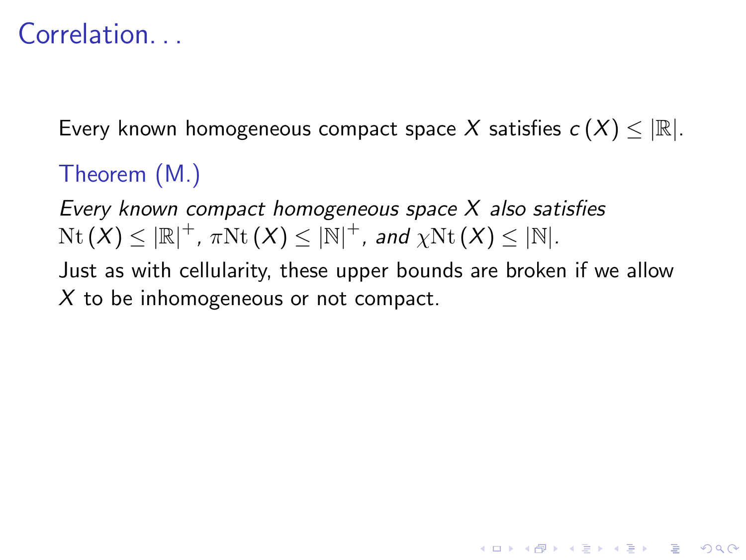# Correlation...

Every known homogeneous compact space $X$ satisfies $c(X) \leq |\mathbb{R}|$.

**Theorem (M.)**

*Every known compact homogeneous space $X$ also satisfies $\mathrm{Nt}(X) \leq |\mathbb{R}|^+$, $\pi\mathrm{Nt}(X) \leq |\mathbb{N}|^+$, and $\chi\mathrm{Nt}(X) \leq |\mathbb{N}|$.*

Just as with cellularity, these upper bounds are broken if we allow $X$ to be inhomogeneous or not compact.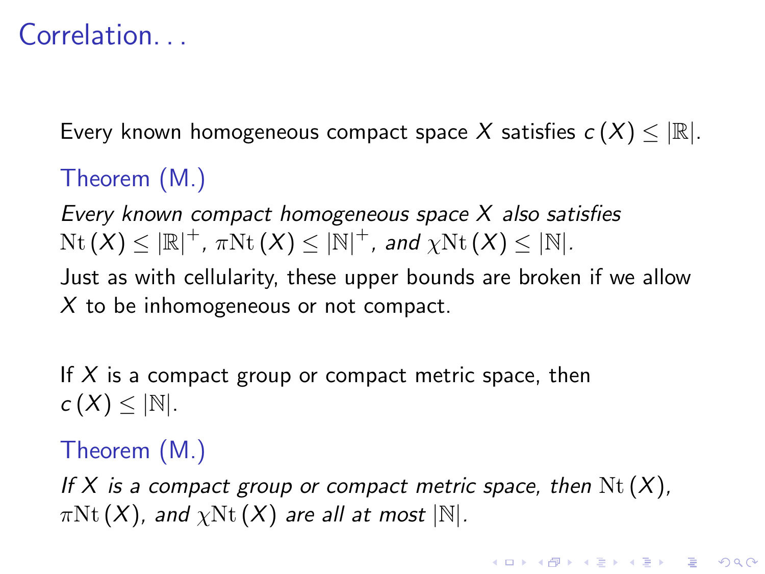# Correlation. . .

Every known homogeneous compact space $X$ satisfies $c(X) \leq |\mathbb{R}|$.

**Theorem (M.)**

*Every known compact homogeneous space $X$ also satisfies $\mathrm{Nt}(X) \leq |\mathbb{R}|^{+}$, $\pi\mathrm{Nt}(X) \leq |\mathbb{N}|^{+}$, and $\chi\mathrm{Nt}(X) \leq |\mathbb{N}|$.*

Just as with cellularity, these upper bounds are broken if we allow $X$ to be inhomogeneous or not compact.

If $X$ is a compact group or compact metric space, then $c(X) \leq |\mathbb{N}|$.

**Theorem (M.)**

*If $X$ is a compact group or compact metric space, then $\mathrm{Nt}(X)$, $\pi\mathrm{Nt}(X)$, and $\chi\mathrm{Nt}(X)$ are all at most $|\mathbb{N}|$.*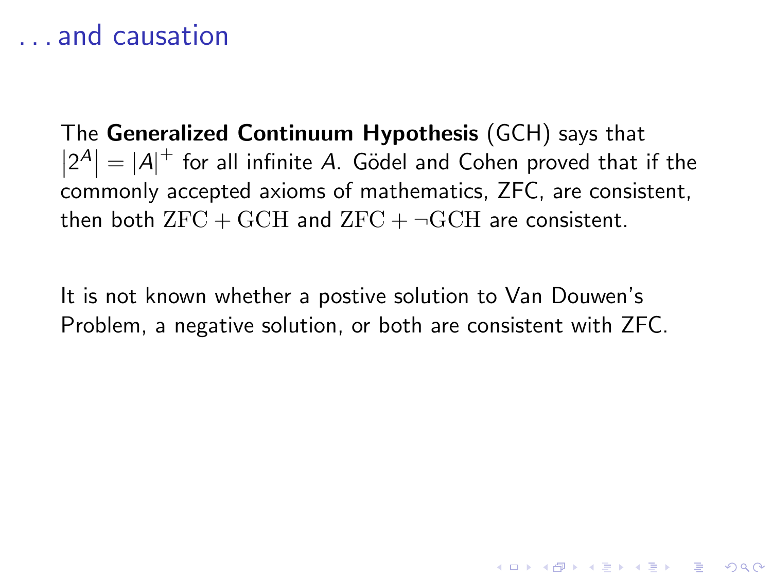## . . . and causation

The **Generalized Continuum Hypothesis** (GCH) says that $|2^A| = |A|^+$ for all infinite $A$. Gödel and Cohen proved that if the commonly accepted axioms of mathematics, ZFC, are consistent, then both $\mathrm{ZFC} + \mathrm{GCH}$ and $\mathrm{ZFC} + \neg\mathrm{GCH}$ are consistent.

It is not known whether a postive solution to Van Douwen's Problem, a negative solution, or both are consistent with ZFC.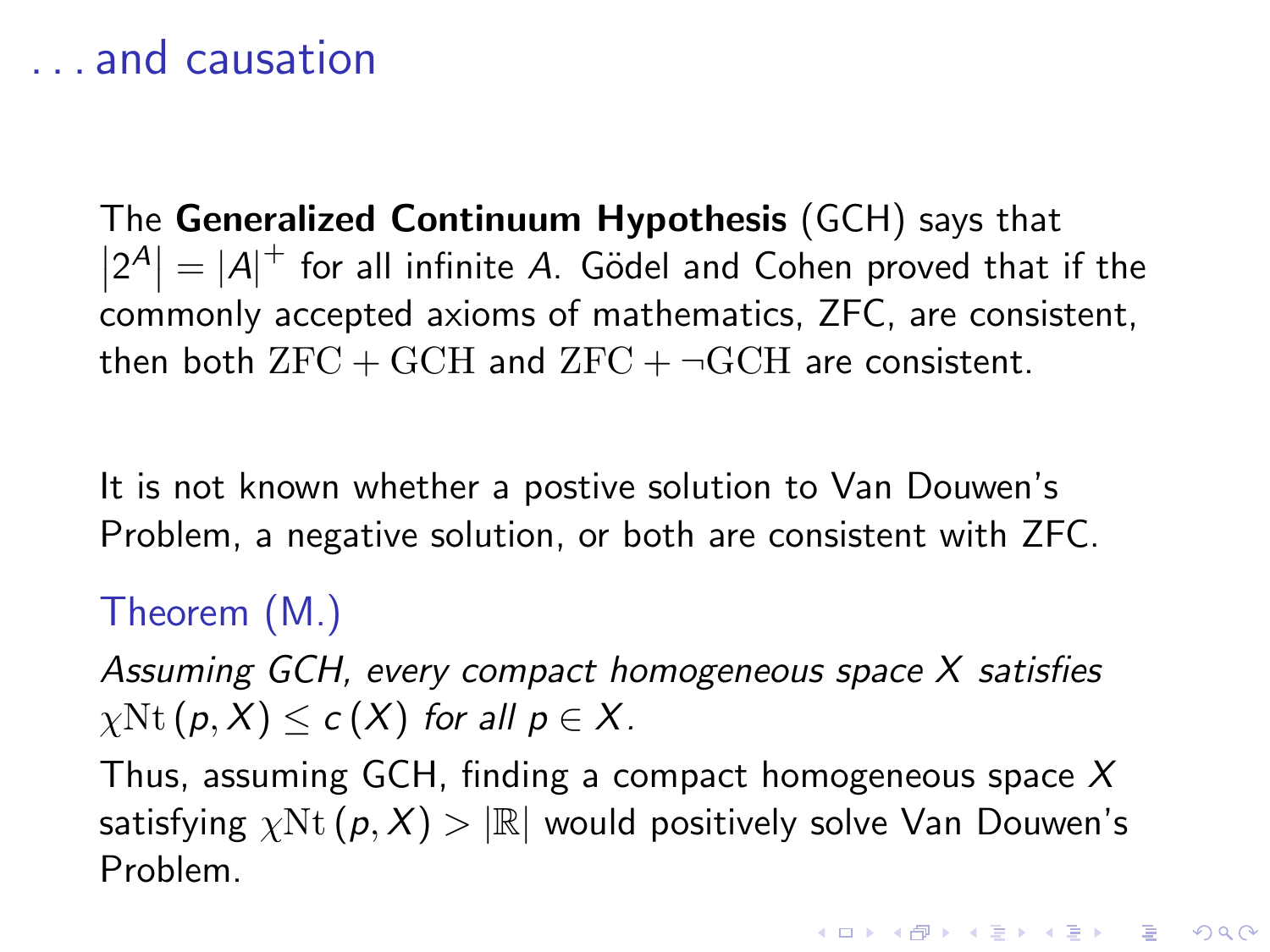# ... and causation

The **Generalized Continuum Hypothesis** (GCH) says that $\left|2^A\right| = |A|^+$ for all infinite $A$. Gödel and Cohen proved that if the commonly accepted axioms of mathematics, ZFC, are consistent, then both $\mathrm{ZFC} + \mathrm{GCH}$ and $\mathrm{ZFC} + \neg\mathrm{GCH}$ are consistent.

It is not known whether a postive solution to Van Douwen's Problem, a negative solution, or both are consistent with ZFC.

**Theorem (M.)**

*Assuming GCH, every compact homogeneous space $X$ satisfies $\chi\mathrm{Nt}\,(p, X) \le c\,(X)$ for all $p \in X$.*

Thus, assuming GCH, finding a compact homogeneous space $X$ satisfying $\chi\mathrm{Nt}\,(p, X) > |\mathbb{R}|$ would positively solve Van Douwen's Problem.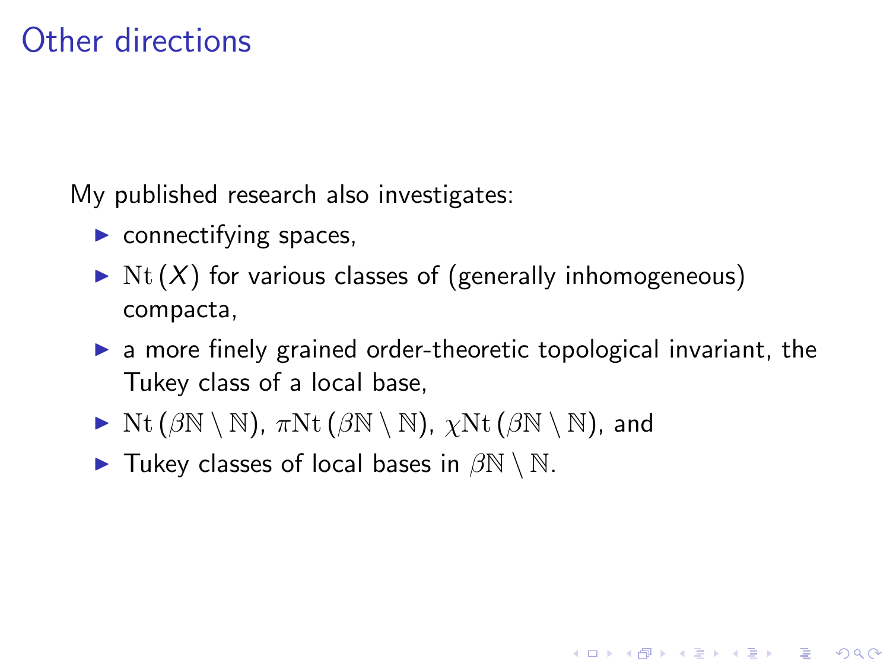# Other directions

My published research also investigates:

- connectifying spaces,
- $\mathrm{Nt}(X)$ for various classes of (generally inhomogeneous) compacta,
- a more finely grained order-theoretic topological invariant, the Tukey class of a local base,
- $\mathrm{Nt}(\beta\mathbb{N} \setminus \mathbb{N})$, $\pi\mathrm{Nt}(\beta\mathbb{N} \setminus \mathbb{N})$, $\chi\mathrm{Nt}(\beta\mathbb{N} \setminus \mathbb{N})$, and
- Tukey classes of local bases in $\beta\mathbb{N} \setminus \mathbb{N}$.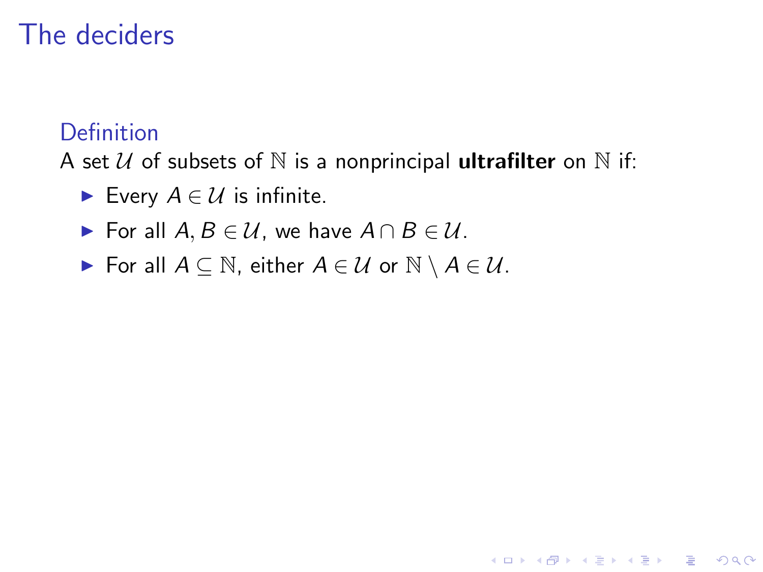# The deciders

### Definition

A set $\mathcal{U}$ of subsets of $\mathbb{N}$ is a nonprincipal **ultrafilter** on $\mathbb{N}$ if:

- Every $A \in \mathcal{U}$ is infinite.
- For all $A, B \in \mathcal{U}$, we have $A \cap B \in \mathcal{U}$.
- For all $A \subseteq \mathbb{N}$, either $A \in \mathcal{U}$ or $\mathbb{N} \setminus A \in \mathcal{U}$.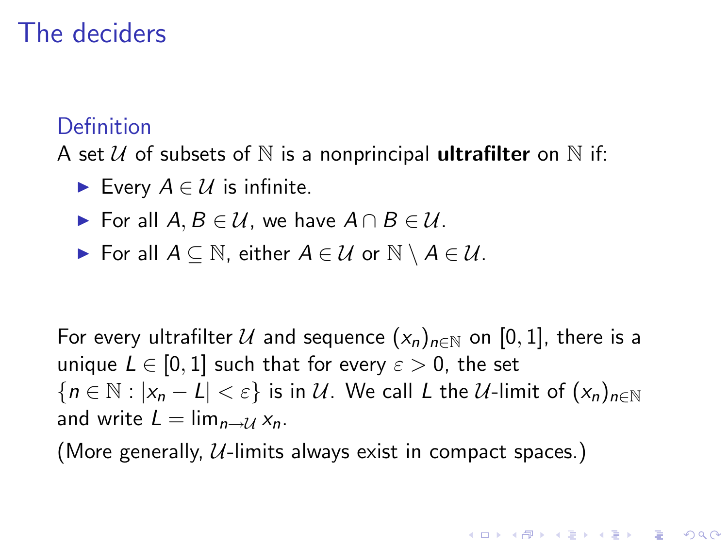# The deciders

### Definition

A set $\mathcal{U}$ of subsets of $\mathbb{N}$ is a nonprincipal **ultrafilter** on $\mathbb{N}$ if:

- Every $A \in \mathcal{U}$ is infinite.
- For all $A, B \in \mathcal{U}$, we have $A \cap B \in \mathcal{U}$.
- For all $A \subseteq \mathbb{N}$, either $A \in \mathcal{U}$ or $\mathbb{N} \setminus A \in \mathcal{U}$.

For every ultrafilter $\mathcal{U}$ and sequence $(x_n)_{n \in \mathbb{N}}$ on $[0, 1]$, there is a unique $L \in [0, 1]$ such that for every $\varepsilon > 0$, the set $\{n \in \mathbb{N} : |x_n - L| < \varepsilon\}$ is in $\mathcal{U}$. We call $L$ the $\mathcal{U}$-limit of $(x_n)_{n \in \mathbb{N}}$ and write $L = \lim_{n \to \mathcal{U}} x_n$.

(More generally, $\mathcal{U}$-limits always exist in compact spaces.)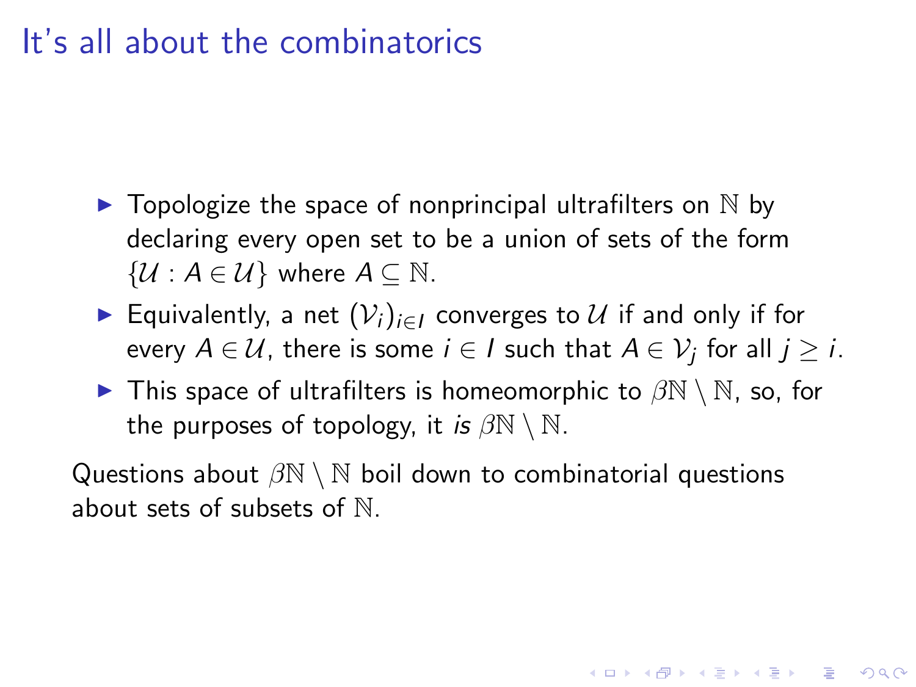# It's all about the combinatorics

- Topologize the space of nonprincipal ultrafilters on $\mathbb{N}$ by declaring every open set to be a union of sets of the form $\{\mathcal{U} : A \in \mathcal{U}\}$ where $A \subseteq \mathbb{N}$.
- Equivalently, a net $(\mathcal{V}_i)_{i \in I}$ converges to $\mathcal{U}$ if and only if for every $A \in \mathcal{U}$, there is some $i \in I$ such that $A \in \mathcal{V}_j$ for all $j \geq i$.
- This space of ultrafilters is homeomorphic to $\beta\mathbb{N} \setminus \mathbb{N}$, so, for the purposes of topology, it *is* $\beta\mathbb{N} \setminus \mathbb{N}$.

Questions about $\beta\mathbb{N} \setminus \mathbb{N}$ boil down to combinatorial questions about sets of subsets of $\mathbb{N}$.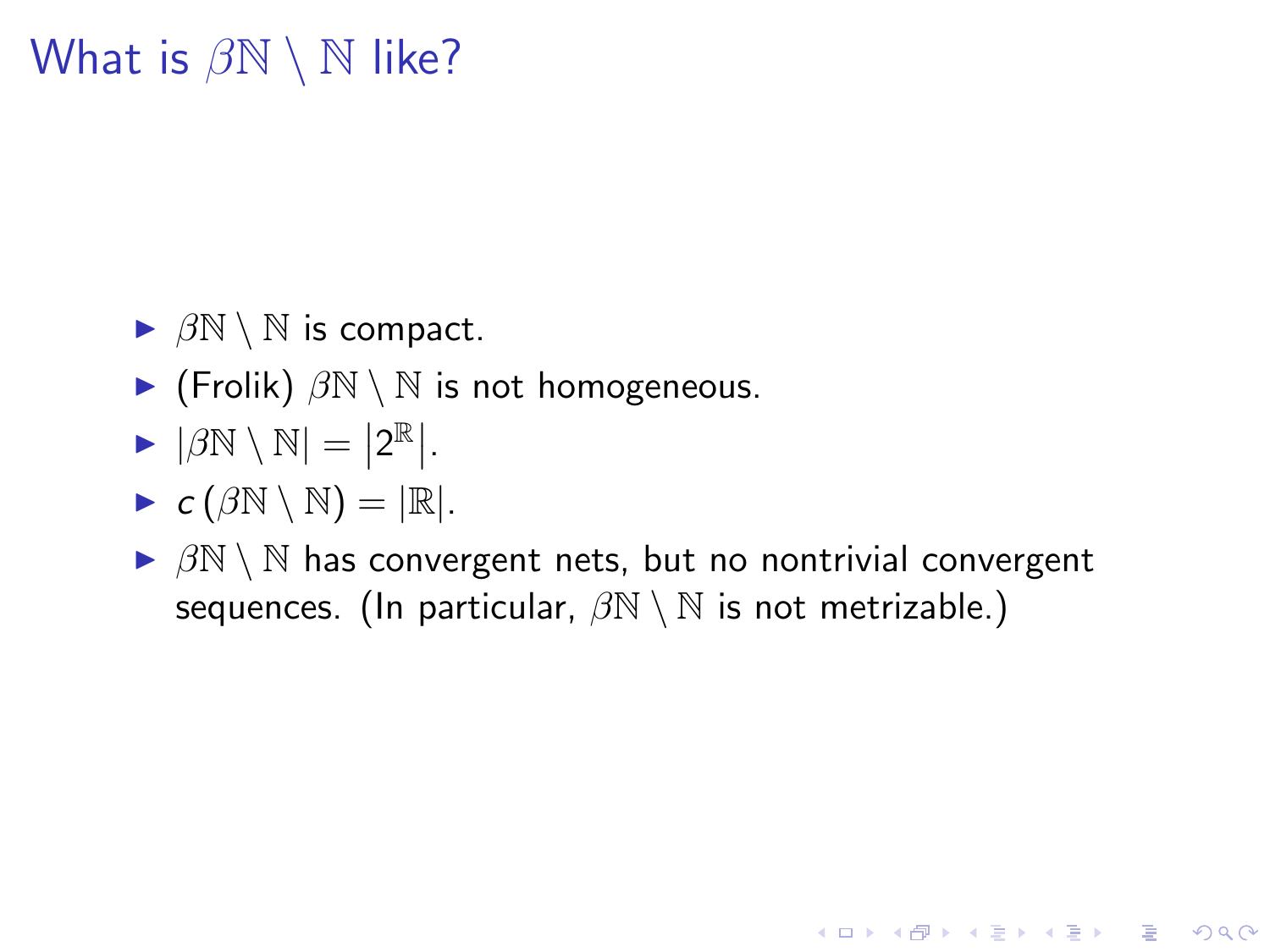# What is $\beta\mathbb{N} \setminus \mathbb{N}$ like?

- $\beta\mathbb{N} \setminus \mathbb{N}$ is compact.
- (Frolik) $\beta\mathbb{N} \setminus \mathbb{N}$ is not homogeneous.
- $|\beta\mathbb{N} \setminus \mathbb{N}| = \left|2^{\mathbb{R}}\right|$.
- $c\left(\beta\mathbb{N} \setminus \mathbb{N}\right) = |\mathbb{R}|$.
- $\beta\mathbb{N} \setminus \mathbb{N}$ has convergent nets, but no nontrivial convergent sequences. (In particular, $\beta\mathbb{N} \setminus \mathbb{N}$ is not metrizable.)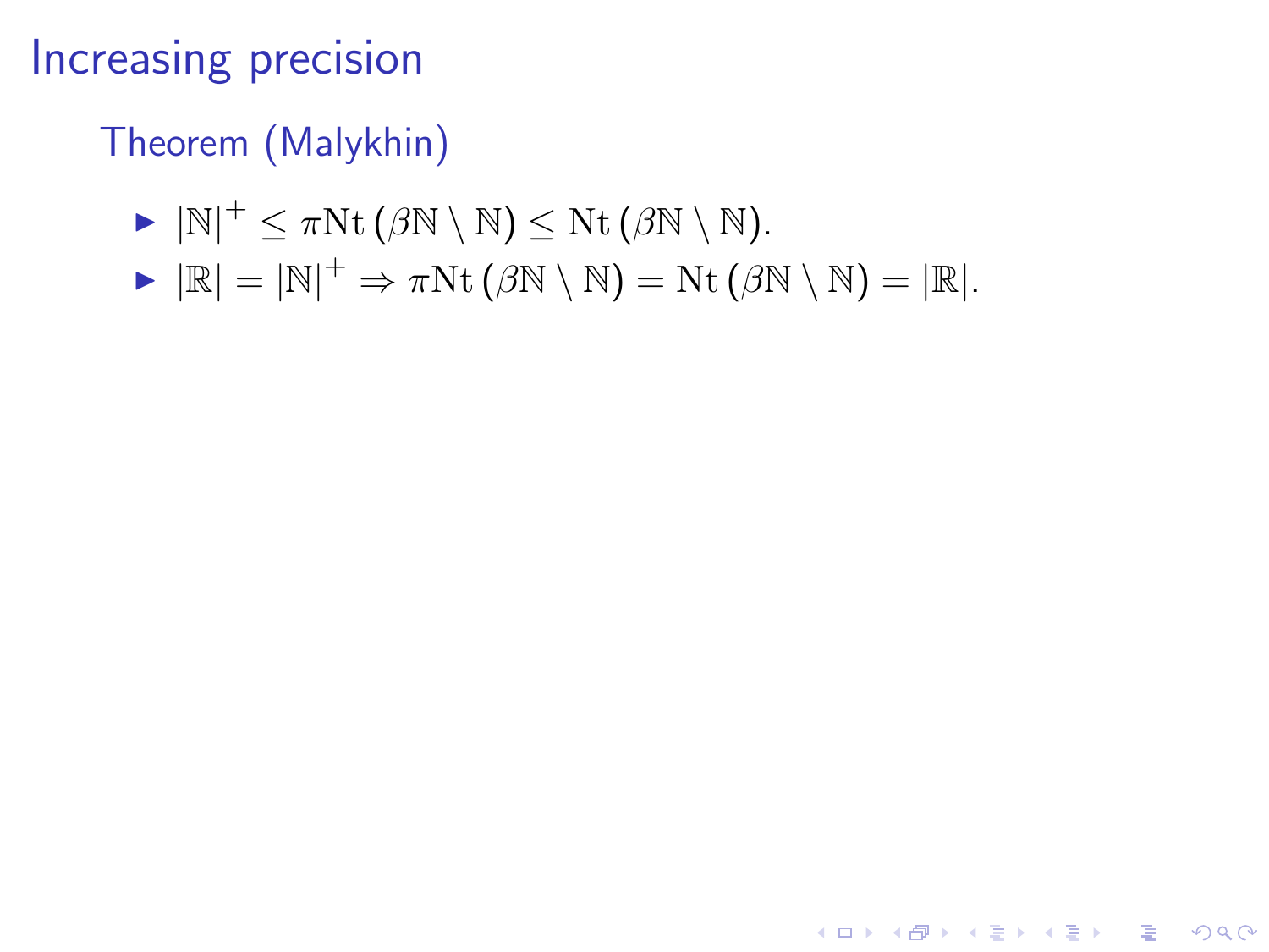# Increasing precision

## Theorem (Malykhin)

- $|\mathbb{N}|^+ \leq \pi\mathrm{Nt}\,(\beta\mathbb{N} \setminus \mathbb{N}) \leq \mathrm{Nt}\,(\beta\mathbb{N} \setminus \mathbb{N})$.
- $|\mathbb{R}| = |\mathbb{N}|^+ \Rightarrow \pi\mathrm{Nt}\,(\beta\mathbb{N} \setminus \mathbb{N}) = \mathrm{Nt}\,(\beta\mathbb{N} \setminus \mathbb{N}) = |\mathbb{R}|$.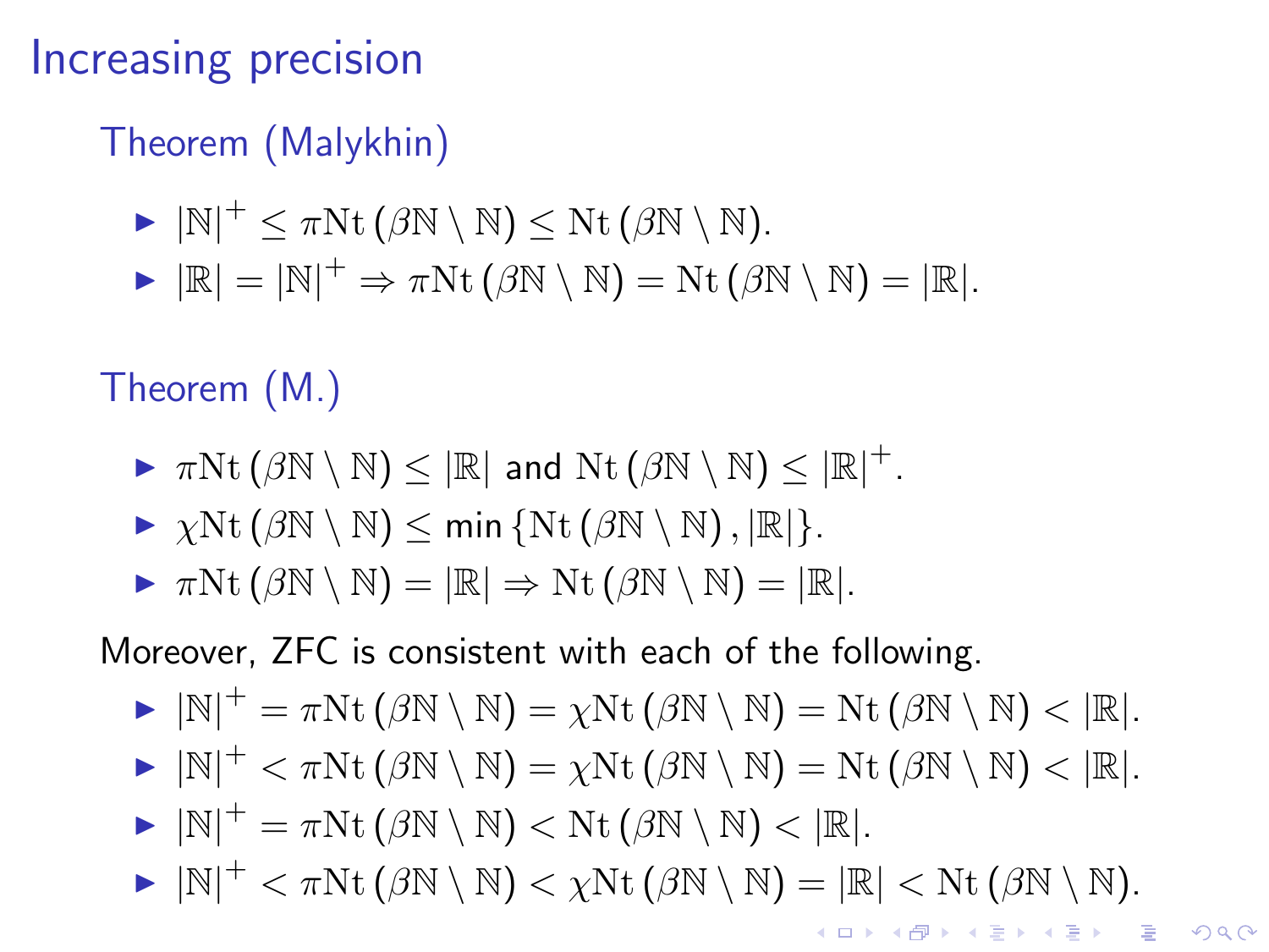# Increasing precision

### Theorem (Malykhin)

- $|\mathbb{N}|^+ \leq \pi\mathrm{Nt}\,(\beta\mathbb{N} \setminus \mathbb{N}) \leq \mathrm{Nt}\,(\beta\mathbb{N} \setminus \mathbb{N})$.
- $|\mathbb{R}| = |\mathbb{N}|^+ \Rightarrow \pi\mathrm{Nt}\,(\beta\mathbb{N} \setminus \mathbb{N}) = \mathrm{Nt}\,(\beta\mathbb{N} \setminus \mathbb{N}) = |\mathbb{R}|$.

### Theorem (M.)

- $\pi\mathrm{Nt}\,(\beta\mathbb{N} \setminus \mathbb{N}) \leq |\mathbb{R}|$ and $\mathrm{Nt}\,(\beta\mathbb{N} \setminus \mathbb{N}) \leq |\mathbb{R}|^+$.
- $\chi\mathrm{Nt}\,(\beta\mathbb{N} \setminus \mathbb{N}) \leq \min\{\mathrm{Nt}\,(\beta\mathbb{N} \setminus \mathbb{N}), |\mathbb{R}|\}$.
- $\pi\mathrm{Nt}\,(\beta\mathbb{N} \setminus \mathbb{N}) = |\mathbb{R}| \Rightarrow \mathrm{Nt}\,(\beta\mathbb{N} \setminus \mathbb{N}) = |\mathbb{R}|$.

Moreover, ZFC is consistent with each of the following.

- $|\mathbb{N}|^+ = \pi\mathrm{Nt}\,(\beta\mathbb{N} \setminus \mathbb{N}) = \chi\mathrm{Nt}\,(\beta\mathbb{N} \setminus \mathbb{N}) = \mathrm{Nt}\,(\beta\mathbb{N} \setminus \mathbb{N}) < |\mathbb{R}|$.
- $|\mathbb{N}|^+ < \pi\mathrm{Nt}\,(\beta\mathbb{N} \setminus \mathbb{N}) = \chi\mathrm{Nt}\,(\beta\mathbb{N} \setminus \mathbb{N}) = \mathrm{Nt}\,(\beta\mathbb{N} \setminus \mathbb{N}) < |\mathbb{R}|$.
- $|\mathbb{N}|^+ = \pi\mathrm{Nt}\,(\beta\mathbb{N} \setminus \mathbb{N}) < \mathrm{Nt}\,(\beta\mathbb{N} \setminus \mathbb{N}) < |\mathbb{R}|$.
- $|\mathbb{N}|^+ < \pi\mathrm{Nt}\,(\beta\mathbb{N} \setminus \mathbb{N}) < \chi\mathrm{Nt}\,(\beta\mathbb{N} \setminus \mathbb{N}) = |\mathbb{R}| < \mathrm{Nt}\,(\beta\mathbb{N} \setminus \mathbb{N})$.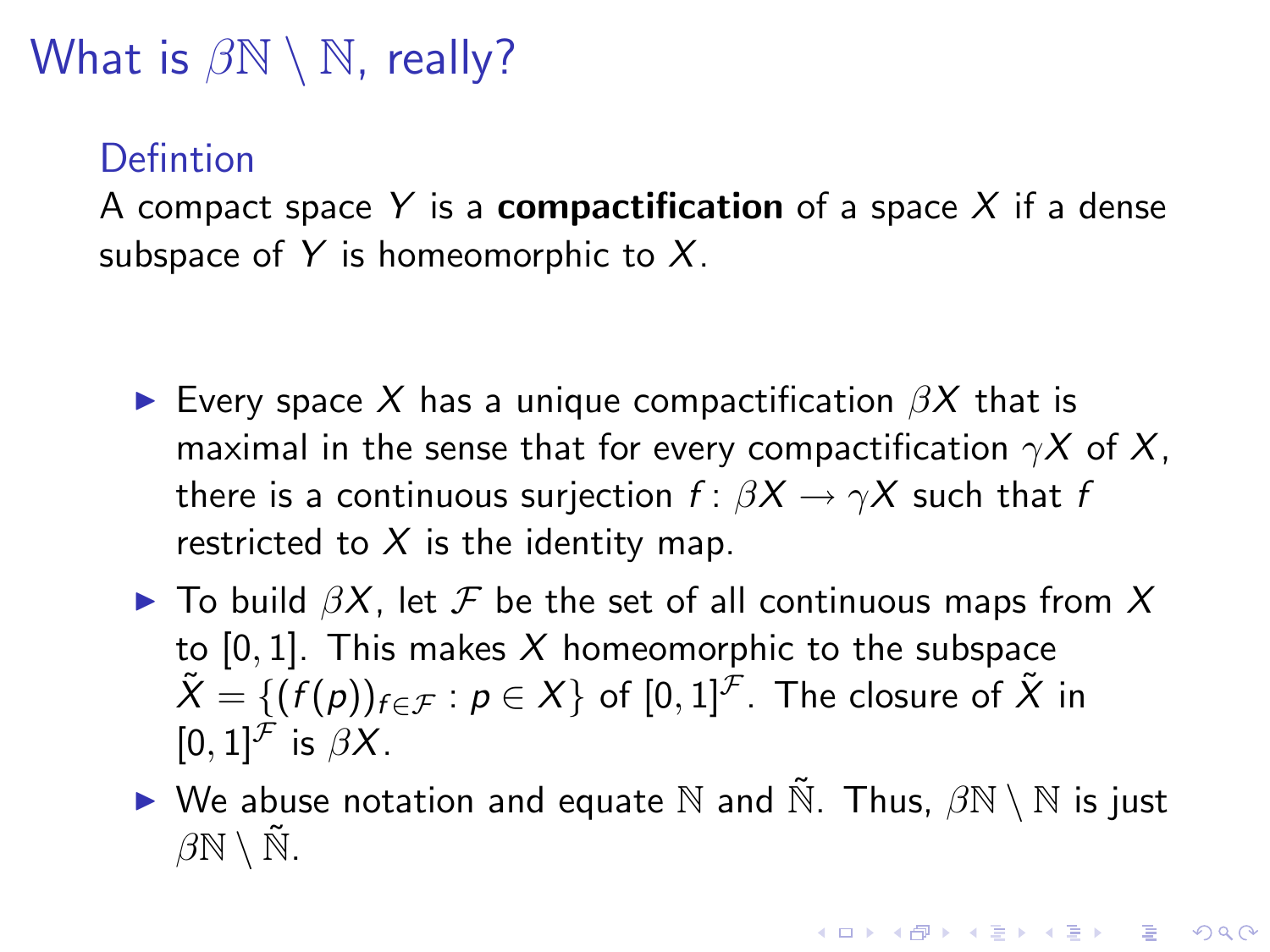# What is $\beta\mathbb{N} \setminus \mathbb{N}$, really?

### Defintion

A compact space $Y$ is a **compactification** of a space $X$ if a dense subspace of $Y$ is homeomorphic to $X$.

- Every space $X$ has a unique compactification $\beta X$ that is maximal in the sense that for every compactification $\gamma X$ of $X$, there is a continuous surjection $f\colon \beta X \to \gamma X$ such that $f$ restricted to $X$ is the identity map.
- To build $\beta X$, let $\mathcal{F}$ be the set of all continuous maps from $X$ to $[0,1]$. This makes $X$ homeomorphic to the subspace $\tilde{X} = \{(f(p))_{f\in\mathcal{F}} : p \in X\}$ of $[0,1]^{\mathcal{F}}$. The closure of $\tilde{X}$ in $[0,1]^{\mathcal{F}}$ is $\beta X$.
- We abuse notation and equate $\mathbb{N}$ and $\tilde{\mathbb{N}}$. Thus, $\beta\mathbb{N} \setminus \mathbb{N}$ is just $\beta\mathbb{N} \setminus \tilde{\mathbb{N}}$.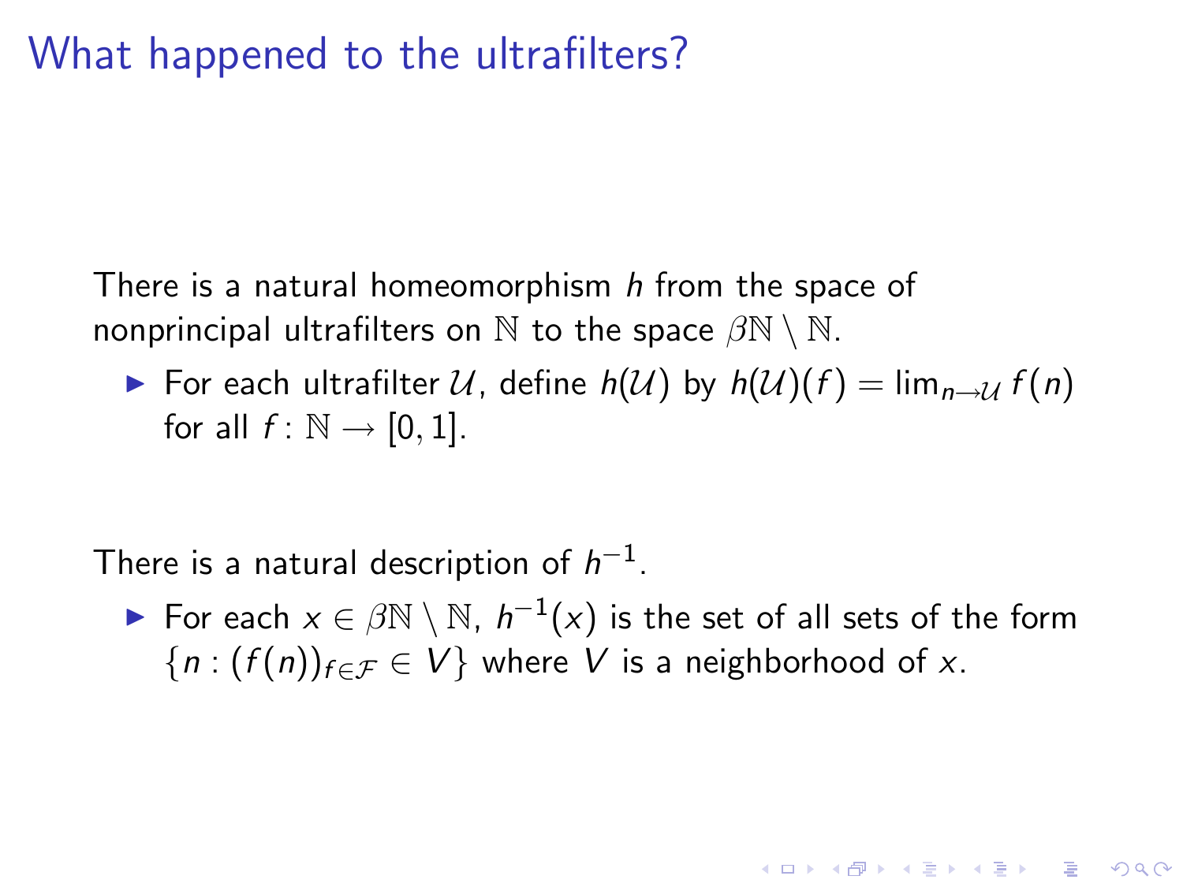# What happened to the ultrafilters?

There is a natural homeomorphism $h$ from the space of nonprincipal ultrafilters on $\mathbb{N}$ to the space $\beta\mathbb{N} \setminus \mathbb{N}$.

- For each ultrafilter $\mathcal{U}$, define $h(\mathcal{U})$ by $h(\mathcal{U})(f) = \lim_{n \to \mathcal{U}} f(n)$ for all $f \colon \mathbb{N} \to [0, 1]$.

There is a natural description of $h^{-1}$.

- For each $x \in \beta\mathbb{N} \setminus \mathbb{N}$, $h^{-1}(x)$ is the set of all sets of the form $\{n : (f(n))_{f \in \mathcal{F}} \in V\}$ where $V$ is a neighborhood of $x$.